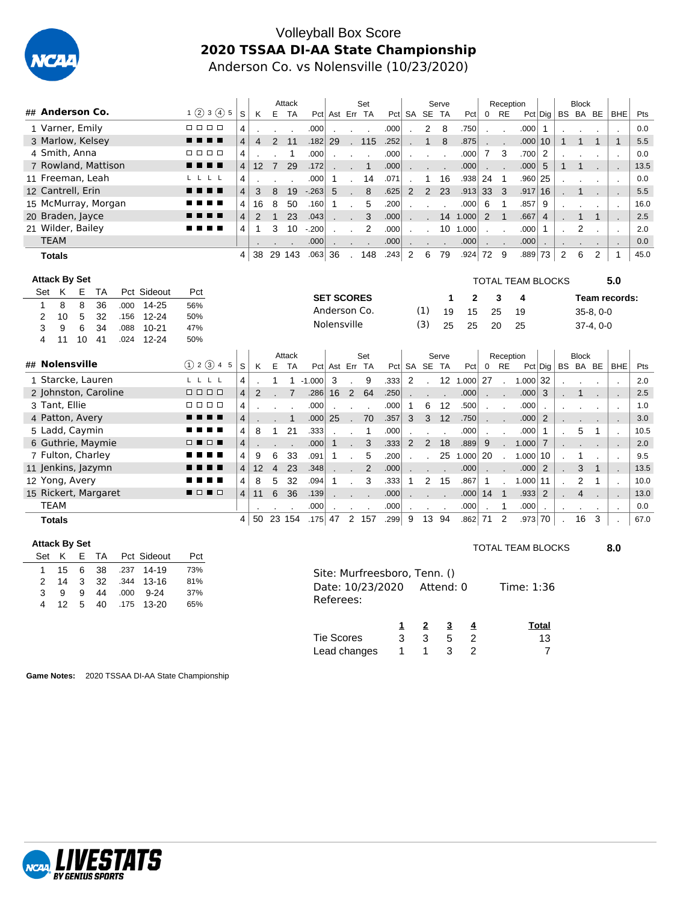# Volleyball Box Score

## 2020 TSSAA DI-AA State Championship

Anderson Co. vs Nolensville (10/23/2020)

| ## | Anderson Co. | 1 ② 3 ④ 5 | S | Attack K | E | TA | Pct | Set Ast | Err | TA | Pct | Serve SA | SE | TA | Pct | Reception 0 | RE | Pct | Dig | Block BS | BA | BE | BHE | Pts |
|---|---|---|---|---|---|---|---|---|---|---|---|---|---|---|---|---|---|---|---|---|---|---|---|---|
| 1 | Varner, Emily | □ □ □ □ | 4 | . | . | . | .000 | . | . | . | .000 | . | 2 | 8 | .750 | . | . | .000 | 1 | . | . | . | . | 0.0 |
| 3 | Marlow, Kelsey | ■ ■ ■ ■ | 4 | 4 | 2 | 11 | .182 | 29 | . | 115 | .252 | . | 1 | 8 | .875 | . | . | .000 | 10 | 1 | 1 | 1 | 1 | 5.5 |
| 4 | Smith, Anna | □ □ □ □ | 4 | . | . | 1 | .000 | . | . | . | .000 | . | . | . | .000 | 7 | 3 | .700 | 2 | . | . | . | . | 0.0 |
| 7 | Rowland, Mattison | ■ ■ ■ ■ | 4 | 12 | 7 | 29 | .172 | . | . | 1 | .000 | . | . | . | .000 | . | . | .000 | 5 | 1 | 1 | . | . | 13.5 |
| 11 | Freeman, Leah | L L L L | 4 | . | . | . | .000 | 1 | . | 14 | .071 | . | 1 | 16 | .938 | 24 | 1 | .960 | 25 | . | . | . | . | 0.0 |
| 12 | Cantrell, Erin | ■ ■ ■ ■ | 4 | 3 | 8 | 19 | -.263 | 5 | . | 8 | .625 | 2 | 2 | 23 | .913 | 33 | 3 | .917 | 16 | . | 1 | . | . | 5.5 |
| 15 | McMurray, Morgan | ■ ■ ■ ■ | 4 | 16 | 8 | 50 | .160 | 1 | . | 5 | .200 | . | . | . | .000 | 6 | 1 | .857 | 9 | . | . | . | . | 16.0 |
| 20 | Braden, Jayce | ■ ■ ■ ■ | 4 | 2 | 1 | 23 | .043 | . | . | 3 | .000 | . | . | 14 | 1.000 | 2 | 1 | .667 | 4 | . | 1 | 1 | . | 2.5 |
| 21 | Wilder, Bailey | ■ ■ ■ ■ | 4 | 1 | 3 | 10 | -.200 | . | . | 2 | .000 | . | . | 10 | 1.000 | . | . | .000 | 1 | . | 2 | . | . | 2.0 |
| | TEAM | | | . | . | . | .000 | . | . | . | .000 | . | . | . | .000 | . | . | .000 | . | . | . | . | . | 0.0 |
| | **Totals** | | 4 | 38 | 29 | 143 | .063 | 36 | . | 148 | .243 | 2 | 6 | 79 | .924 | 72 | 9 | .889 | 73 | 2 | 6 | 2 | 1 | 45.0 |

**Attack By Set**

| Set | K | E | TA | Pct | Sideout | Pct |
|---|---|---|---|---|---|---|
| 1 | 8 | 8 | 36 | .000 | 14-25 | 56% |
| 2 | 10 | 5 | 32 | .156 | 12-24 | 50% |
| 3 | 9 | 6 | 34 | .088 | 10-21 | 47% |
| 4 | 11 | 10 | 41 | .024 | 12-24 | 50% |

TOTAL TEAM BLOCKS 5.0

| SET SCORES | | 1 | 2 | 3 | 4 | Team records: |
|---|---|---|---|---|---|---|
| Anderson Co. | (1) | 19 | 15 | 25 | 19 | 35-8, 0-0 |
| Nolensville | (3) | 25 | 25 | 20 | 25 | 37-4, 0-0 |

| ## | Nolensville | ① 2 ③ 4 5 | S | Attack K | E | TA | Pct | Set Ast | Err | TA | Pct | Serve SA | SE | TA | Pct | Reception 0 | RE | Pct | Dig | Block BS | BA | BE | BHE | Pts |
|---|---|---|---|---|---|---|---|---|---|---|---|---|---|---|---|---|---|---|---|---|---|---|---|---|
| 1 | Starcke, Lauren | L L L L | 4 | . | 1 | 1 | -1.000 | 3 | . | 9 | .333 | 2 | . | 12 | 1.000 | 27 | . | 1.000 | 32 | . | . | . | . | 2.0 |
| 2 | Johnston, Caroline | □ □ □ □ | 4 | 2 | . | 7 | .286 | 16 | 2 | 64 | .250 | . | . | . | .000 | . | . | .000 | 3 | . | 1 | . | . | 2.5 |
| 3 | Tant, Ellie | □ □ □ □ | 4 | . | . | . | .000 | . | . | . | .000 | 1 | 6 | 12 | .500 | . | . | .000 | . | . | . | . | . | 1.0 |
| 4 | Patton, Avery | ■ ■ ■ ■ | 4 | . | . | 1 | .000 | 25 | . | 70 | .357 | 3 | 3 | 12 | .750 | . | . | .000 | 2 | . | . | . | . | 3.0 |
| 5 | Ladd, Caymin | ■ ■ ■ ■ | 4 | 8 | 1 | 21 | .333 | . | . | 1 | .000 | . | . | . | .000 | . | . | .000 | 1 | . | 5 | 1 | . | 10.5 |
| 6 | Guthrie, Maymie | □ ■ □ ■ | 4 | . | . | . | .000 | 1 | . | 3 | .333 | 2 | 2 | 18 | .889 | 9 | . | 1.000 | 7 | . | . | . | . | 2.0 |
| 7 | Fulton, Charley | ■ ■ ■ ■ | 4 | 9 | 6 | 33 | .091 | 1 | . | 5 | .200 | . | . | 25 | 1.000 | 20 | . | 1.000 | 10 | . | 1 | . | . | 9.5 |
| 11 | Jenkins, Jazymn | ■ ■ ■ ■ | 4 | 12 | 4 | 23 | .348 | . | . | 2 | .000 | . | . | . | .000 | . | . | .000 | 2 | . | 3 | 1 | . | 13.5 |
| 12 | Yong, Avery | ■ ■ ■ ■ | 4 | 8 | 5 | 32 | .094 | 1 | . | 3 | .333 | 1 | 2 | 15 | .867 | 1 | . | 1.000 | 11 | . | 2 | 1 | . | 10.0 |
| 15 | Rickert, Margaret | ■ □ ■ □ | 4 | 11 | 6 | 36 | .139 | . | . | . | .000 | . | . | . | .000 | 14 | 1 | .933 | 2 | . | 4 | . | . | 13.0 |
| | TEAM | | | . | . | . | .000 | . | . | . | .000 | . | . | . | .000 | . | 1 | .000 | . | . | . | . | . | 0.0 |
| | **Totals** | | 4 | 50 | 23 | 154 | .175 | 47 | 2 | 157 | .299 | 9 | 13 | 94 | .862 | 71 | 2 | .973 | 70 | . | 16 | 3 | . | 67.0 |

**Attack By Set**

| Set | K | E | TA | Pct | Sideout | Pct |
|---|---|---|---|---|---|---|
| 1 | 15 | 6 | 38 | .237 | 14-19 | 73% |
| 2 | 14 | 3 | 32 | .344 | 13-16 | 81% |
| 3 | 9 | 9 | 44 | .000 | 9-24 | 37% |
| 4 | 12 | 5 | 40 | .175 | 13-20 | 65% |

TOTAL TEAM BLOCKS 8.0

Site: Murfreesboro, Tenn. ()
Date: 10/23/2020 Attend: 0 Time: 1:36
Referees:

| | 1 | 2 | 3 | 4 | Total |
|---|---|---|---|---|---|
| Tie Scores | 3 | 3 | 5 | 2 | 13 |
| Lead changes | 1 | 1 | 3 | 2 | 7 |

**Game Notes:** 2020 TSSAA DI-AA State Championship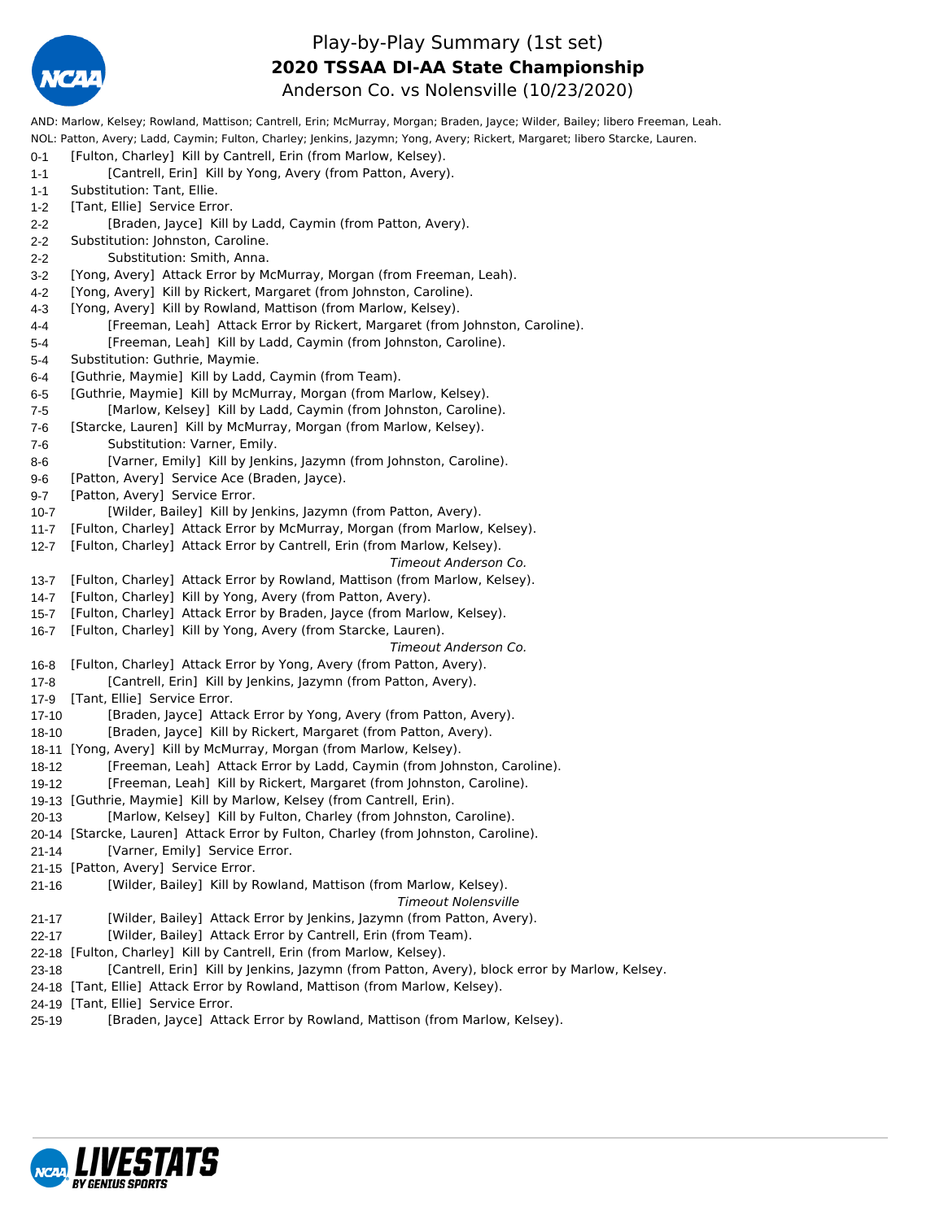# Play-by-Play Summary (1st set)

## 2020 TSSAA DI-AA State Championship

### Anderson Co. vs Nolensville (10/23/2020)

AND: Marlow, Kelsey; Rowland, Mattison; Cantrell, Erin; McMurray, Morgan; Braden, Jayce; Wilder, Bailey; libero Freeman, Leah.
NOL: Patton, Avery; Ladd, Caymin; Fulton, Charley; Jenkins, Jazymn; Yong, Avery; Rickert, Margaret; libero Starcke, Lauren.

| Score | Play |
|---|---|
| 0-1 | [Fulton, Charley] Kill by Cantrell, Erin (from Marlow, Kelsey). |
| 1-1 | [Cantrell, Erin] Kill by Yong, Avery (from Patton, Avery). |
| 1-1 | Substitution: Tant, Ellie. |
| 1-2 | [Tant, Ellie] Service Error. |
| 2-2 | [Braden, Jayce] Kill by Ladd, Caymin (from Patton, Avery). |
| 2-2 | Substitution: Johnston, Caroline. |
| 2-2 | Substitution: Smith, Anna. |
| 3-2 | [Yong, Avery] Attack Error by McMurray, Morgan (from Freeman, Leah). |
| 4-2 | [Yong, Avery] Kill by Rickert, Margaret (from Johnston, Caroline). |
| 4-3 | [Yong, Avery] Kill by Rowland, Mattison (from Marlow, Kelsey). |
| 4-4 | [Freeman, Leah] Attack Error by Rickert, Margaret (from Johnston, Caroline). |
| 5-4 | [Freeman, Leah] Kill by Ladd, Caymin (from Johnston, Caroline). |
| 5-4 | Substitution: Guthrie, Maymie. |
| 6-4 | [Guthrie, Maymie] Kill by Ladd, Caymin (from Team). |
| 6-5 | [Guthrie, Maymie] Kill by McMurray, Morgan (from Marlow, Kelsey). |
| 7-5 | [Marlow, Kelsey] Kill by Ladd, Caymin (from Johnston, Caroline). |
| 7-6 | [Starcke, Lauren] Kill by McMurray, Morgan (from Marlow, Kelsey). |
| 7-6 | Substitution: Varner, Emily. |
| 8-6 | [Varner, Emily] Kill by Jenkins, Jazymn (from Johnston, Caroline). |
| 9-6 | [Patton, Avery] Service Ace (Braden, Jayce). |
| 9-7 | [Patton, Avery] Service Error. |
| 10-7 | [Wilder, Bailey] Kill by Jenkins, Jazymn (from Patton, Avery). |
| 11-7 | [Fulton, Charley] Attack Error by McMurray, Morgan (from Marlow, Kelsey). |
| 12-7 | [Fulton, Charley] Attack Error by Cantrell, Erin (from Marlow, Kelsey). |
| | *Timeout Anderson Co.* |
| 13-7 | [Fulton, Charley] Attack Error by Rowland, Mattison (from Marlow, Kelsey). |
| 14-7 | [Fulton, Charley] Kill by Yong, Avery (from Patton, Avery). |
| 15-7 | [Fulton, Charley] Attack Error by Braden, Jayce (from Marlow, Kelsey). |
| 16-7 | [Fulton, Charley] Kill by Yong, Avery (from Starcke, Lauren). |
| | *Timeout Anderson Co.* |
| 16-8 | [Fulton, Charley] Attack Error by Yong, Avery (from Patton, Avery). |
| 17-8 | [Cantrell, Erin] Kill by Jenkins, Jazymn (from Patton, Avery). |
| 17-9 | [Tant, Ellie] Service Error. |
| 17-10 | [Braden, Jayce] Attack Error by Yong, Avery (from Patton, Avery). |
| 18-10 | [Braden, Jayce] Kill by Rickert, Margaret (from Patton, Avery). |
| 18-11 | [Yong, Avery] Kill by McMurray, Morgan (from Marlow, Kelsey). |
| 18-12 | [Freeman, Leah] Attack Error by Ladd, Caymin (from Johnston, Caroline). |
| 19-12 | [Freeman, Leah] Kill by Rickert, Margaret (from Johnston, Caroline). |
| 19-13 | [Guthrie, Maymie] Kill by Marlow, Kelsey (from Cantrell, Erin). |
| 20-13 | [Marlow, Kelsey] Kill by Fulton, Charley (from Johnston, Caroline). |
| 20-14 | [Starcke, Lauren] Attack Error by Fulton, Charley (from Johnston, Caroline). |
| 21-14 | [Varner, Emily] Service Error. |
| 21-15 | [Patton, Avery] Service Error. |
| 21-16 | [Wilder, Bailey] Kill by Rowland, Mattison (from Marlow, Kelsey). |
| | *Timeout Nolensville* |
| 21-17 | [Wilder, Bailey] Attack Error by Jenkins, Jazymn (from Patton, Avery). |
| 22-17 | [Wilder, Bailey] Attack Error by Cantrell, Erin (from Team). |
| 22-18 | [Fulton, Charley] Kill by Cantrell, Erin (from Marlow, Kelsey). |
| 23-18 | [Cantrell, Erin] Kill by Jenkins, Jazymn (from Patton, Avery), block error by Marlow, Kelsey. |
| 24-18 | [Tant, Ellie] Attack Error by Rowland, Mattison (from Marlow, Kelsey). |
| 24-19 | [Tant, Ellie] Service Error. |
| 25-19 | [Braden, Jayce] Attack Error by Rowland, Mattison (from Marlow, Kelsey). |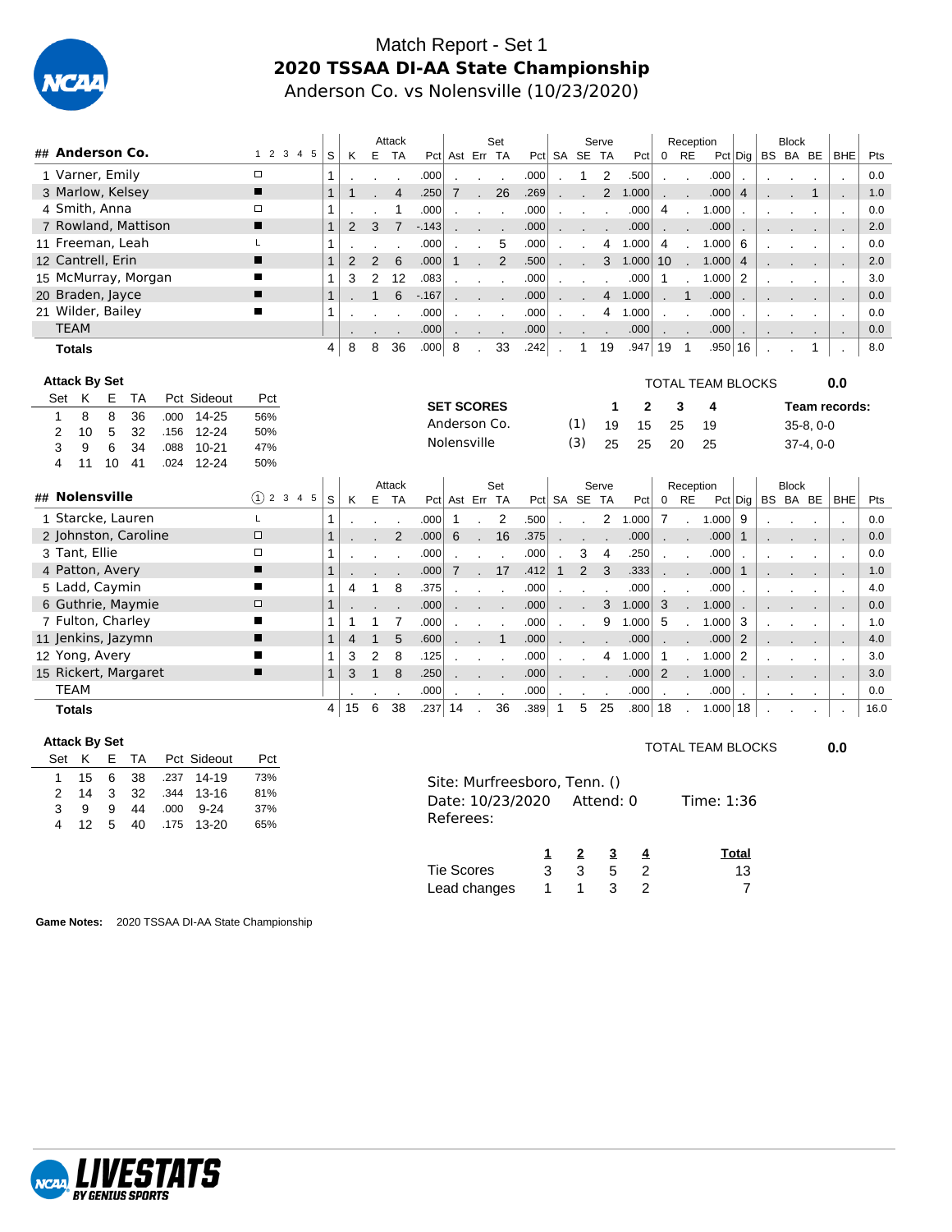# Match Report - Set 1

## 2020 TSSAA DI-AA State Championship

Anderson Co. vs Nolensville (10/23/2020)

| ## | Anderson Co. | 1 2 3 4 5 | S | K | E | TA | Pct | Ast | Err | TA | Pct | SA | SE | TA | Pct | 0 | RE | Pct | Dig | BS | BA | BE | BHE | Pts |
|---|---|---|---|---|---|---|---|---|---|---|---|---|---|---|---|---|---|---|---|---|---|---|---|---|
| | | | | Attack | | | | Set | | | | Serve | | | | Reception | | | | Block | | | | |
| 1 | Varner, Emily | □ | 1 | . | . | . | .000 | . | . | . | .000 | . | 1 | 2 | .500 | . | . | .000 | . | . | . | . | . | 0.0 |
| 3 | Marlow, Kelsey | ■ | 1 | 1 | . | 4 | .250 | 7 | . | 26 | .269 | . | . | 2 | 1.000 | . | . | .000 | 4 | . | . | 1 | . | 1.0 |
| 4 | Smith, Anna | □ | 1 | . | . | 1 | .000 | . | . | . | .000 | . | . | . | .000 | 4 | . | 1.000 | . | . | . | . | . | 0.0 |
| 7 | Rowland, Mattison | ■ | 1 | 2 | 3 | 7 | -.143 | . | . | . | .000 | . | . | . | .000 | . | . | .000 | . | . | . | . | . | 2.0 |
| 11 | Freeman, Leah | L | 1 | . | . | . | .000 | . | . | 5 | .000 | . | . | 4 | 1.000 | 4 | . | 1.000 | 6 | . | . | . | . | 0.0 |
| 12 | Cantrell, Erin | ■ | 1 | 2 | 2 | 6 | .000 | 1 | . | 2 | .500 | . | . | 3 | 1.000 | 10 | . | 1.000 | 4 | . | . | . | . | 2.0 |
| 15 | McMurray, Morgan | ■ | 1 | 3 | 2 | 12 | .083 | . | . | . | .000 | . | . | . | .000 | 1 | . | 1.000 | 2 | . | . | . | . | 3.0 |
| 20 | Braden, Jayce | ■ | 1 | . | 1 | 6 | -.167 | . | . | . | .000 | . | . | 4 | 1.000 | . | 1 | .000 | . | . | . | . | . | 0.0 |
| 21 | Wilder, Bailey | ■ | 1 | . | . | . | .000 | . | . | . | .000 | . | . | 4 | 1.000 | . | . | .000 | . | . | . | . | . | 0.0 |
| | TEAM | | | . | . | . | .000 | . | . | . | .000 | . | . | . | .000 | . | . | .000 | . | . | . | . | . | 0.0 |
| | **Totals** | | 4 | 8 | 8 | 36 | .000 | 8 | . | 33 | .242 | . | 1 | 19 | .947 | 19 | 1 | .950 | 16 | . | . | 1 | . | 8.0 |

**Attack By Set**

| Set | K | E | TA | Pct | Sideout | Pct |
|---|---|---|---|---|---|---|
| 1 | 8 | 8 | 36 | .000 | 14-25 | 56% |
| 2 | 10 | 5 | 32 | .156 | 12-24 | 50% |
| 3 | 9 | 6 | 34 | .088 | 10-21 | 47% |
| 4 | 11 | 10 | 41 | .024 | 12-24 | 50% |

TOTAL TEAM BLOCKS 0.0

| SET SCORES | | 1 | 2 | 3 | 4 | Team records: |
|---|---|---|---|---|---|---|
| Anderson Co. | (1) | 19 | 15 | 25 | 19 | 35-8, 0-0 |
| Nolensville | (3) | 25 | 25 | 20 | 25 | 37-4, 0-0 |

| ## | Nolensville | (1) 2 3 4 5 | S | K | E | TA | Pct | Ast | Err | TA | Pct | SA | SE | TA | Pct | 0 | RE | Pct | Dig | BS | BA | BE | BHE | Pts |
|---|---|---|---|---|---|---|---|---|---|---|---|---|---|---|---|---|---|---|---|---|---|---|---|---|
| | | | | Attack | | | | Set | | | | Serve | | | | Reception | | | | Block | | | | |
| 1 | Starcke, Lauren | L | 1 | . | . | . | .000 | 1 | . | 2 | .500 | . | . | 2 | 1.000 | 7 | . | 1.000 | 9 | . | . | . | . | 0.0 |
| 2 | Johnston, Caroline | □ | 1 | . | . | 2 | .000 | 6 | . | 16 | .375 | . | . | . | .000 | . | . | .000 | 1 | . | . | . | . | 0.0 |
| 3 | Tant, Ellie | □ | 1 | . | . | . | .000 | . | . | . | .000 | . | 3 | 4 | .250 | . | . | .000 | . | . | . | . | . | 0.0 |
| 4 | Patton, Avery | ■ | 1 | . | . | . | .000 | 7 | . | 17 | .412 | 1 | 2 | 3 | .333 | . | . | .000 | 1 | . | . | . | . | 1.0 |
| 5 | Ladd, Caymin | ■ | 1 | 4 | 1 | 8 | .375 | . | . | . | .000 | . | . | . | .000 | . | . | .000 | . | . | . | . | . | 4.0 |
| 6 | Guthrie, Maymie | □ | 1 | . | . | . | .000 | . | . | . | .000 | . | . | 3 | 1.000 | 3 | . | 1.000 | . | . | . | . | . | 0.0 |
| 7 | Fulton, Charley | ■ | 1 | 1 | 1 | 7 | .000 | . | . | . | .000 | . | . | 9 | 1.000 | 5 | . | 1.000 | 3 | . | . | . | . | 1.0 |
| 11 | Jenkins, Jazymn | ■ | 1 | 4 | 1 | 5 | .600 | . | . | 1 | .000 | . | . | . | .000 | . | . | .000 | 2 | . | . | . | . | 4.0 |
| 12 | Yong, Avery | ■ | 1 | 3 | 2 | 8 | .125 | . | . | . | .000 | . | . | 4 | 1.000 | 1 | . | 1.000 | 2 | . | . | . | . | 3.0 |
| 15 | Rickert, Margaret | ■ | 1 | 3 | 1 | 8 | .250 | . | . | . | .000 | . | . | . | .000 | 2 | . | 1.000 | . | . | . | . | . | 3.0 |
| | TEAM | | | . | . | . | .000 | . | . | . | .000 | . | . | . | .000 | . | . | .000 | . | . | . | . | . | 0.0 |
| | **Totals** | | 4 | 15 | 6 | 38 | .237 | 14 | . | 36 | .389 | 1 | 5 | 25 | .800 | 18 | . | 1.000 | 18 | . | . | . | . | 16.0 |

**Attack By Set**

| Set | K | E | TA | Pct | Sideout | Pct |
|---|---|---|---|---|---|---|
| 1 | 15 | 6 | 38 | .237 | 14-19 | 73% |
| 2 | 14 | 3 | 32 | .344 | 13-16 | 81% |
| 3 | 9 | 9 | 44 | .000 | 9-24 | 37% |
| 4 | 12 | 5 | 40 | .175 | 13-20 | 65% |

TOTAL TEAM BLOCKS 0.0

Site: Murfreesboro, Tenn. ()
Date: 10/23/2020 Attend: 0 Time: 1:36
Referees:

| | 1 | 2 | 3 | 4 | Total |
|---|---|---|---|---|---|
| Tie Scores | 3 | 3 | 5 | 2 | 13 |
| Lead changes | 1 | 1 | 3 | 2 | 7 |

**Game Notes:** 2020 TSSAA DI-AA State Championship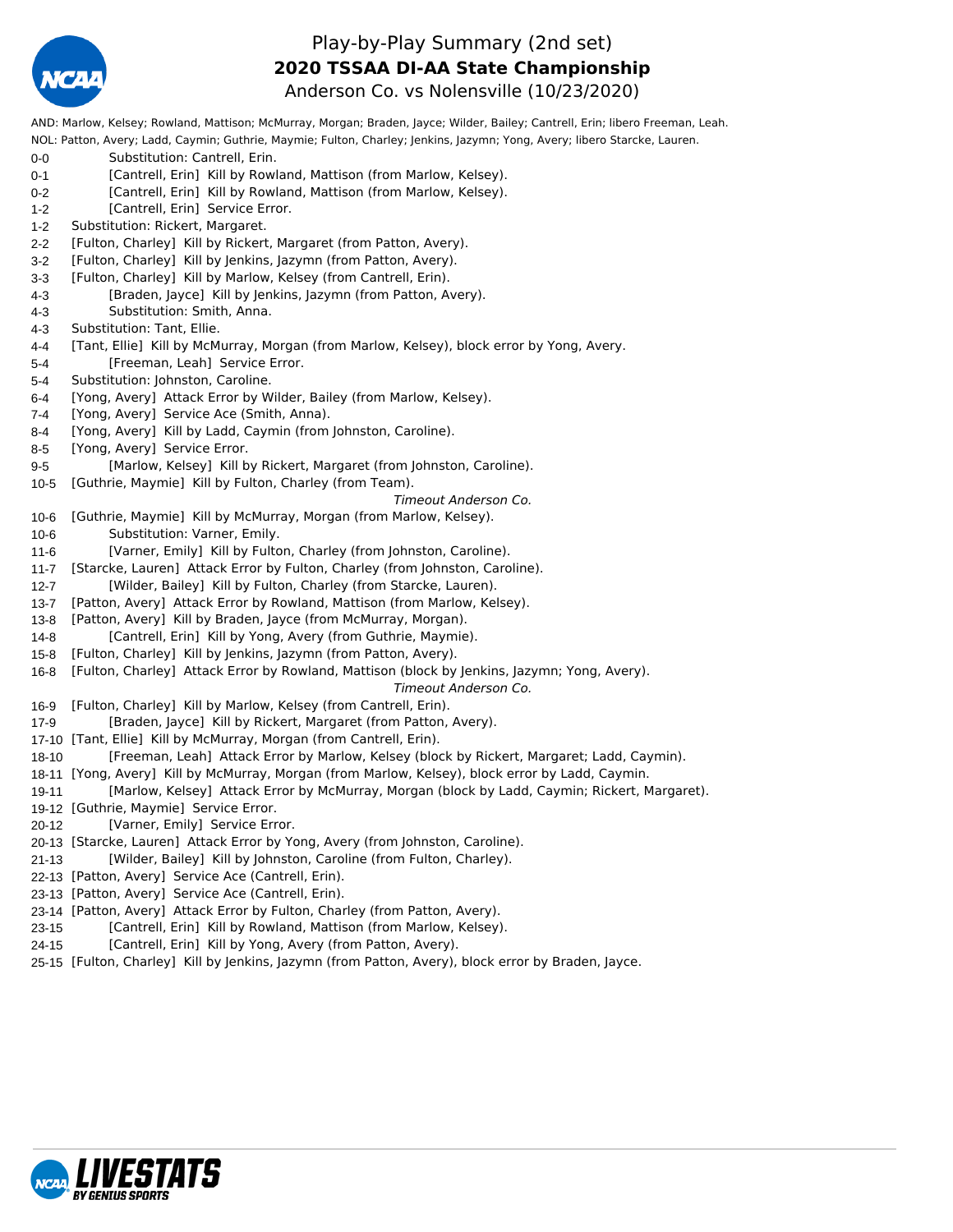# Play-by-Play Summary (2nd set)

## **2020 TSSAA DI-AA State Championship**

Anderson Co. vs Nolensville (10/23/2020)

AND: Marlow, Kelsey; Rowland, Mattison; McMurray, Morgan; Braden, Jayce; Wilder, Bailey; Cantrell, Erin; libero Freeman, Leah.
NOL: Patton, Avery; Ladd, Caymin; Guthrie, Maymie; Fulton, Charley; Jenkins, Jazymn; Yong, Avery; libero Starcke, Lauren.

| Score | Play |
|---|---|
| 0-0 | Substitution: Cantrell, Erin. |
| 0-1 | [Cantrell, Erin] Kill by Rowland, Mattison (from Marlow, Kelsey). |
| 0-2 | [Cantrell, Erin] Kill by Rowland, Mattison (from Marlow, Kelsey). |
| 1-2 | [Cantrell, Erin] Service Error. |
| 1-2 | Substitution: Rickert, Margaret. |
| 2-2 | [Fulton, Charley] Kill by Rickert, Margaret (from Patton, Avery). |
| 3-2 | [Fulton, Charley] Kill by Jenkins, Jazymn (from Patton, Avery). |
| 3-3 | [Fulton, Charley] Kill by Marlow, Kelsey (from Cantrell, Erin). |
| 4-3 | [Braden, Jayce] Kill by Jenkins, Jazymn (from Patton, Avery). |
| 4-3 | Substitution: Smith, Anna. |
| 4-3 | Substitution: Tant, Ellie. |
| 4-4 | [Tant, Ellie] Kill by McMurray, Morgan (from Marlow, Kelsey), block error by Yong, Avery. |
| 5-4 | [Freeman, Leah] Service Error. |
| 5-4 | Substitution: Johnston, Caroline. |
| 6-4 | [Yong, Avery] Attack Error by Wilder, Bailey (from Marlow, Kelsey). |
| 7-4 | [Yong, Avery] Service Ace (Smith, Anna). |
| 8-4 | [Yong, Avery] Kill by Ladd, Caymin (from Johnston, Caroline). |
| 8-5 | [Yong, Avery] Service Error. |
| 9-5 | [Marlow, Kelsey] Kill by Rickert, Margaret (from Johnston, Caroline). |
| 10-5 | [Guthrie, Maymie] Kill by Fulton, Charley (from Team). |
| | *Timeout Anderson Co.* |
| 10-6 | [Guthrie, Maymie] Kill by McMurray, Morgan (from Marlow, Kelsey). |
| 10-6 | Substitution: Varner, Emily. |
| 11-6 | [Varner, Emily] Kill by Fulton, Charley (from Johnston, Caroline). |
| 11-7 | [Starcke, Lauren] Attack Error by Fulton, Charley (from Johnston, Caroline). |
| 12-7 | [Wilder, Bailey] Kill by Fulton, Charley (from Starcke, Lauren). |
| 13-7 | [Patton, Avery] Attack Error by Rowland, Mattison (from Marlow, Kelsey). |
| 13-8 | [Patton, Avery] Kill by Braden, Jayce (from McMurray, Morgan). |
| 14-8 | [Cantrell, Erin] Kill by Yong, Avery (from Guthrie, Maymie). |
| 15-8 | [Fulton, Charley] Kill by Jenkins, Jazymn (from Patton, Avery). |
| 16-8 | [Fulton, Charley] Attack Error by Rowland, Mattison (block by Jenkins, Jazymn; Yong, Avery). |
| | *Timeout Anderson Co.* |
| 16-9 | [Fulton, Charley] Kill by Marlow, Kelsey (from Cantrell, Erin). |
| 17-9 | [Braden, Jayce] Kill by Rickert, Margaret (from Patton, Avery). |
| 17-10 | [Tant, Ellie] Kill by McMurray, Morgan (from Cantrell, Erin). |
| 18-10 | [Freeman, Leah] Attack Error by Marlow, Kelsey (block by Rickert, Margaret; Ladd, Caymin). |
| 18-11 | [Yong, Avery] Kill by McMurray, Morgan (from Marlow, Kelsey), block error by Ladd, Caymin. |
| 19-11 | [Marlow, Kelsey] Attack Error by McMurray, Morgan (block by Ladd, Caymin; Rickert, Margaret). |
| 19-12 | [Guthrie, Maymie] Service Error. |
| 20-12 | [Varner, Emily] Service Error. |
| 20-13 | [Starcke, Lauren] Attack Error by Yong, Avery (from Johnston, Caroline). |
| 21-13 | [Wilder, Bailey] Kill by Johnston, Caroline (from Fulton, Charley). |
| 22-13 | [Patton, Avery] Service Ace (Cantrell, Erin). |
| 23-13 | [Patton, Avery] Service Ace (Cantrell, Erin). |
| 23-14 | [Patton, Avery] Attack Error by Fulton, Charley (from Patton, Avery). |
| 23-15 | [Cantrell, Erin] Kill by Rowland, Mattison (from Marlow, Kelsey). |
| 24-15 | [Cantrell, Erin] Kill by Yong, Avery (from Patton, Avery). |
| 25-15 | [Fulton, Charley] Kill by Jenkins, Jazymn (from Patton, Avery), block error by Braden, Jayce. |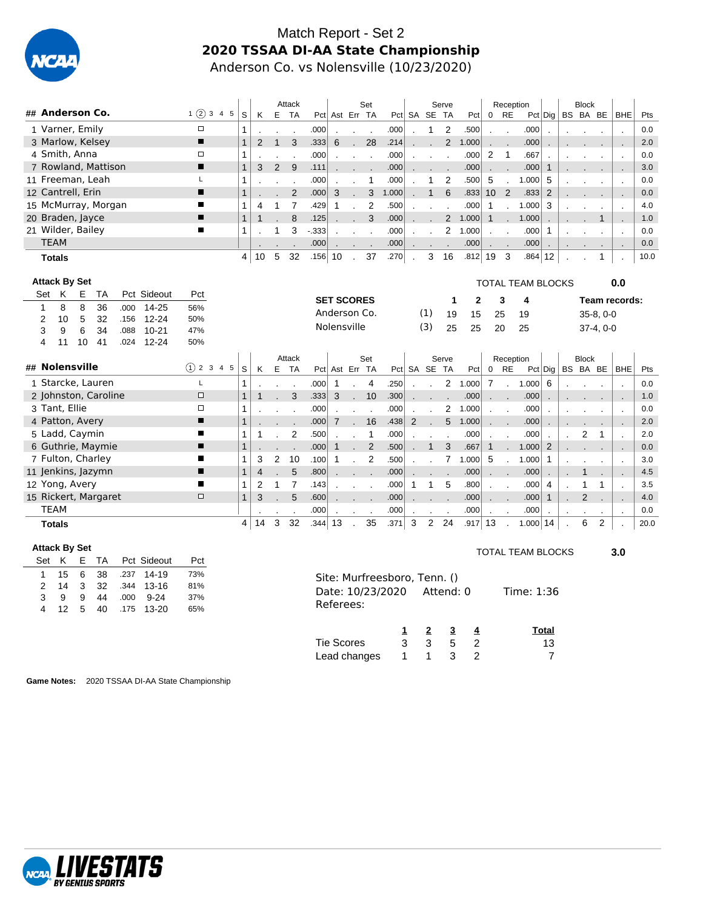# Match Report - Set 2

## 2020 TSSAA DI-AA State Championship

Anderson Co. vs Nolensville (10/23/2020)

| ## | Anderson Co. | 1 ② 3 4 5 | S | Attack K | E | TA | Pct | Set Ast | Err | TA | Pct | Serve SA | SE | TA | Pct | Reception 0 | RE | Pct | Dig | Block BS | BA | BE | BHE | Pts |
|---|---|---|---|---|---|---|---|---|---|---|---|---|---|---|---|---|---|---|---|---|---|---|---|---|
| 1 | Varner, Emily | □ | 1 | . | . | . | .000 | . | . | . | .000 | . | 1 | 2 | .500 | . | . | .000 | . | . | . | . | . | 0.0 |
| 3 | Marlow, Kelsey | ■ | 1 | 2 | 1 | 3 | .333 | 6 | . | 28 | .214 | . | . | 2 | 1.000 | . | . | .000 | . | . | . | . | . | 2.0 |
| 4 | Smith, Anna | □ | 1 | . | . | . | .000 | . | . | . | .000 | . | . | . | .000 | 2 | 1 | .667 | . | . | . | . | . | 0.0 |
| 7 | Rowland, Mattison | ■ | 1 | 3 | 2 | 9 | .111 | . | . | . | .000 | . | . | . | .000 | . | . | .000 | 1 | . | . | . | . | 3.0 |
| 11 | Freeman, Leah | L | 1 | . | . | . | .000 | . | . | 1 | .000 | . | 1 | 2 | .500 | 5 | . | 1.000 | 5 | . | . | . | . | 0.0 |
| 12 | Cantrell, Erin | ■ | 1 | . | . | 2 | .000 | 3 | . | 3 | 1.000 | . | 1 | 6 | .833 | 10 | 2 | .833 | 2 | . | . | . | . | 0.0 |
| 15 | McMurray, Morgan | ■ | 1 | 4 | 1 | 7 | .429 | 1 | . | 2 | .500 | . | . | . | .000 | 1 | . | 1.000 | 3 | . | . | . | . | 4.0 |
| 20 | Braden, Jayce | ■ | 1 | 1 | . | 8 | .125 | . | . | 3 | .000 | . | . | 2 | 1.000 | 1 | . | 1.000 | . | . | . | 1 | . | 1.0 |
| 21 | Wilder, Bailey | ■ | 1 | . | 1 | 3 | -.333 | . | . | . | .000 | . | . | 2 | 1.000 | . | . | .000 | 1 | . | . | . | . | 0.0 |
| | TEAM | | | . | . | . | .000 | . | . | . | .000 | . | . | . | .000 | . | . | .000 | . | . | . | . | . | 0.0 |
| | **Totals** | | 4 | 10 | 5 | 32 | .156 | 10 | . | 37 | .270 | . | 3 | 16 | .812 | 19 | 3 | .864 | 12 | . | . | 1 | . | 10.0 |

**Attack By Set**

| Set | K | E | TA | Pct | Sideout | Pct |
|---|---|---|---|---|---|---|
| 1 | 8 | 8 | 36 | .000 | 14-25 | 56% |
| 2 | 10 | 5 | 32 | .156 | 12-24 | 50% |
| 3 | 9 | 6 | 34 | .088 | 10-21 | 47% |
| 4 | 11 | 10 | 41 | .024 | 12-24 | 50% |

TOTAL TEAM BLOCKS 0.0

| SET SCORES | | 1 | 2 | 3 | 4 | Team records: |
|---|---|---|---|---|---|---|
| Anderson Co. | (1) | 19 | 15 | 25 | 19 | 35-8, 0-0 |
| Nolensville | (3) | 25 | 25 | 20 | 25 | 37-4, 0-0 |

| ## | Nolensville | ① 2 3 4 5 | S | Attack K | E | TA | Pct | Set Ast | Err | TA | Pct | Serve SA | SE | TA | Pct | Reception 0 | RE | Pct | Dig | Block BS | BA | BE | BHE | Pts |
|---|---|---|---|---|---|---|---|---|---|---|---|---|---|---|---|---|---|---|---|---|---|---|---|---|
| 1 | Starcke, Lauren | L | 1 | . | . | . | .000 | 1 | . | 4 | .250 | . | . | 2 | 1.000 | 7 | . | 1.000 | 6 | . | . | . | . | 0.0 |
| 2 | Johnston, Caroline | □ | 1 | 1 | . | 3 | .333 | 3 | . | 10 | .300 | . | . | . | .000 | . | . | .000 | . | . | . | . | . | 1.0 |
| 3 | Tant, Ellie | □ | 1 | . | . | . | .000 | . | . | . | .000 | . | . | 2 | 1.000 | . | . | .000 | . | . | . | . | . | 0.0 |
| 4 | Patton, Avery | ■ | 1 | . | . | . | .000 | 7 | . | 16 | .438 | 2 | . | 5 | 1.000 | . | . | .000 | . | . | . | . | . | 2.0 |
| 5 | Ladd, Caymin | ■ | 1 | 1 | . | 2 | .500 | . | . | 1 | .000 | . | . | . | .000 | . | . | .000 | . | . | 2 | 1 | . | 2.0 |
| 6 | Guthrie, Maymie | ■ | 1 | . | . | . | .000 | 1 | . | 2 | .500 | . | 1 | 3 | .667 | 1 | . | 1.000 | 2 | . | . | . | . | 0.0 |
| 7 | Fulton, Charley | ■ | 1 | 3 | 2 | 10 | .100 | 1 | . | 2 | .500 | . | . | 7 | 1.000 | 5 | . | 1.000 | 1 | . | . | . | . | 3.0 |
| 11 | Jenkins, Jazymn | ■ | 1 | 4 | . | 5 | .800 | . | . | . | .000 | . | . | . | .000 | . | . | .000 | . | . | 1 | . | . | 4.5 |
| 12 | Yong, Avery | ■ | 1 | 2 | 1 | 7 | .143 | . | . | . | .000 | 1 | 1 | 5 | .800 | . | . | .000 | 4 | . | 1 | 1 | . | 3.5 |
| 15 | Rickert, Margaret | □ | 1 | 3 | . | 5 | .600 | . | . | . | .000 | . | . | . | .000 | . | . | .000 | 1 | . | 2 | . | . | 4.0 |
| | TEAM | | | . | . | . | .000 | . | . | . | .000 | . | . | . | .000 | . | . | .000 | . | . | . | . | . | 0.0 |
| | **Totals** | | 4 | 14 | 3 | 32 | .344 | 13 | . | 35 | .371 | 3 | 2 | 24 | .917 | 13 | . | 1.000 | 14 | . | 6 | 2 | . | 20.0 |

**Attack By Set**

| Set | K | E | TA | Pct | Sideout | Pct |
|---|---|---|---|---|---|---|
| 1 | 15 | 6 | 38 | .237 | 14-19 | 73% |
| 2 | 14 | 3 | 32 | .344 | 13-16 | 81% |
| 3 | 9 | 9 | 44 | .000 | 9-24 | 37% |
| 4 | 12 | 5 | 40 | .175 | 13-20 | 65% |

TOTAL TEAM BLOCKS 3.0

Site: Murfreesboro, Tenn. ()
Date: 10/23/2020 Attend: 0 Time: 1:36
Referees:

| | 1 | 2 | 3 | 4 | Total |
|---|---|---|---|---|---|
| Tie Scores | 3 | 3 | 5 | 2 | 13 |
| Lead changes | 1 | 1 | 3 | 2 | 7 |

**Game Notes:** 2020 TSSAA DI-AA State Championship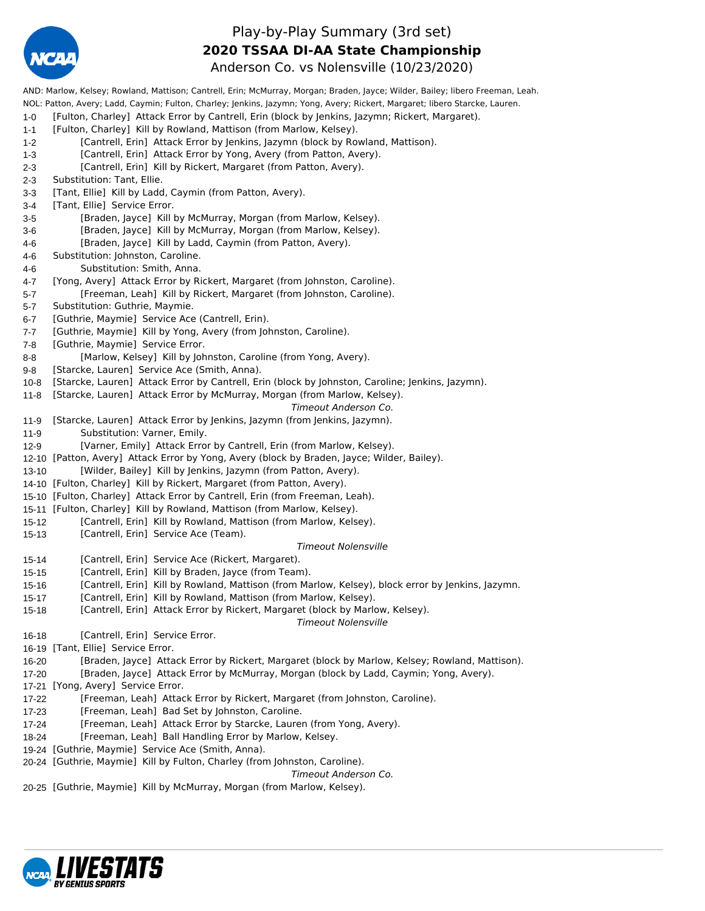# Play-by-Play Summary (3rd set)

## 2020 TSSAA DI-AA State Championship

### Anderson Co. vs Nolensville (10/23/2020)

AND: Marlow, Kelsey; Rowland, Mattison; Cantrell, Erin; McMurray, Morgan; Braden, Jayce; Wilder, Bailey; libero Freeman, Leah.

NOL: Patton, Avery; Ladd, Caymin; Fulton, Charley; Jenkins, Jazymn; Yong, Avery; Rickert, Margaret; libero Starcke, Lauren.

| Score | Play |
|---|---|
| 1-0 | [Fulton, Charley] Attack Error by Cantrell, Erin (block by Jenkins, Jazymn; Rickert, Margaret). |
| 1-1 | [Fulton, Charley] Kill by Rowland, Mattison (from Marlow, Kelsey). |
| 1-2 | [Cantrell, Erin] Attack Error by Jenkins, Jazymn (block by Rowland, Mattison). |
| 1-3 | [Cantrell, Erin] Attack Error by Yong, Avery (from Patton, Avery). |
| 2-3 | [Cantrell, Erin] Kill by Rickert, Margaret (from Patton, Avery). |
| 2-3 | Substitution: Tant, Ellie. |
| 3-3 | [Tant, Ellie] Kill by Ladd, Caymin (from Patton, Avery). |
| 3-4 | [Tant, Ellie] Service Error. |
| 3-5 | [Braden, Jayce] Kill by McMurray, Morgan (from Marlow, Kelsey). |
| 3-6 | [Braden, Jayce] Kill by McMurray, Morgan (from Marlow, Kelsey). |
| 4-6 | [Braden, Jayce] Kill by Ladd, Caymin (from Patton, Avery). |
| 4-6 | Substitution: Johnston, Caroline. |
| 4-6 | Substitution: Smith, Anna. |
| 4-7 | [Yong, Avery] Attack Error by Rickert, Margaret (from Johnston, Caroline). |
| 5-7 | [Freeman, Leah] Kill by Rickert, Margaret (from Johnston, Caroline). |
| 5-7 | Substitution: Guthrie, Maymie. |
| 6-7 | [Guthrie, Maymie] Service Ace (Cantrell, Erin). |
| 7-7 | [Guthrie, Maymie] Kill by Yong, Avery (from Johnston, Caroline). |
| 7-8 | [Guthrie, Maymie] Service Error. |
| 8-8 | [Marlow, Kelsey] Kill by Johnston, Caroline (from Yong, Avery). |
| 9-8 | [Starcke, Lauren] Service Ace (Smith, Anna). |
| 10-8 | [Starcke, Lauren] Attack Error by Cantrell, Erin (block by Johnston, Caroline; Jenkins, Jazymn). |
| 11-8 | [Starcke, Lauren] Attack Error by McMurray, Morgan (from Marlow, Kelsey). |
| | *Timeout Anderson Co.* |
| 11-9 | [Starcke, Lauren] Attack Error by Jenkins, Jazymn (from Jenkins, Jazymn). |
| 11-9 | Substitution: Varner, Emily. |
| 12-9 | [Varner, Emily] Attack Error by Cantrell, Erin (from Marlow, Kelsey). |
| 12-10 | [Patton, Avery] Attack Error by Yong, Avery (block by Braden, Jayce; Wilder, Bailey). |
| 13-10 | [Wilder, Bailey] Kill by Jenkins, Jazymn (from Patton, Avery). |
| 14-10 | [Fulton, Charley] Kill by Rickert, Margaret (from Patton, Avery). |
| 15-10 | [Fulton, Charley] Attack Error by Cantrell, Erin (from Freeman, Leah). |
| 15-11 | [Fulton, Charley] Kill by Rowland, Mattison (from Marlow, Kelsey). |
| 15-12 | [Cantrell, Erin] Kill by Rowland, Mattison (from Marlow, Kelsey). |
| 15-13 | [Cantrell, Erin] Service Ace (Team). |
| | *Timeout Nolensville* |
| 15-14 | [Cantrell, Erin] Service Ace (Rickert, Margaret). |
| 15-15 | [Cantrell, Erin] Kill by Braden, Jayce (from Team). |
| 15-16 | [Cantrell, Erin] Kill by Rowland, Mattison (from Marlow, Kelsey), block error by Jenkins, Jazymn. |
| 15-17 | [Cantrell, Erin] Kill by Rowland, Mattison (from Marlow, Kelsey). |
| 15-18 | [Cantrell, Erin] Attack Error by Rickert, Margaret (block by Marlow, Kelsey). |
| | *Timeout Nolensville* |
| 16-18 | [Cantrell, Erin] Service Error. |
| 16-19 | [Tant, Ellie] Service Error. |
| 16-20 | [Braden, Jayce] Attack Error by Rickert, Margaret (block by Marlow, Kelsey; Rowland, Mattison). |
| 17-20 | [Braden, Jayce] Attack Error by McMurray, Morgan (block by Ladd, Caymin; Yong, Avery). |
| 17-21 | [Yong, Avery] Service Error. |
| 17-22 | [Freeman, Leah] Attack Error by Rickert, Margaret (from Johnston, Caroline). |
| 17-23 | [Freeman, Leah] Bad Set by Johnston, Caroline. |
| 17-24 | [Freeman, Leah] Attack Error by Starcke, Lauren (from Yong, Avery). |
| 18-24 | [Freeman, Leah] Ball Handling Error by Marlow, Kelsey. |
| 19-24 | [Guthrie, Maymie] Service Ace (Smith, Anna). |
| 20-24 | [Guthrie, Maymie] Kill by Fulton, Charley (from Johnston, Caroline). |
| | *Timeout Anderson Co.* |
| 20-25 | [Guthrie, Maymie] Kill by McMurray, Morgan (from Marlow, Kelsey). |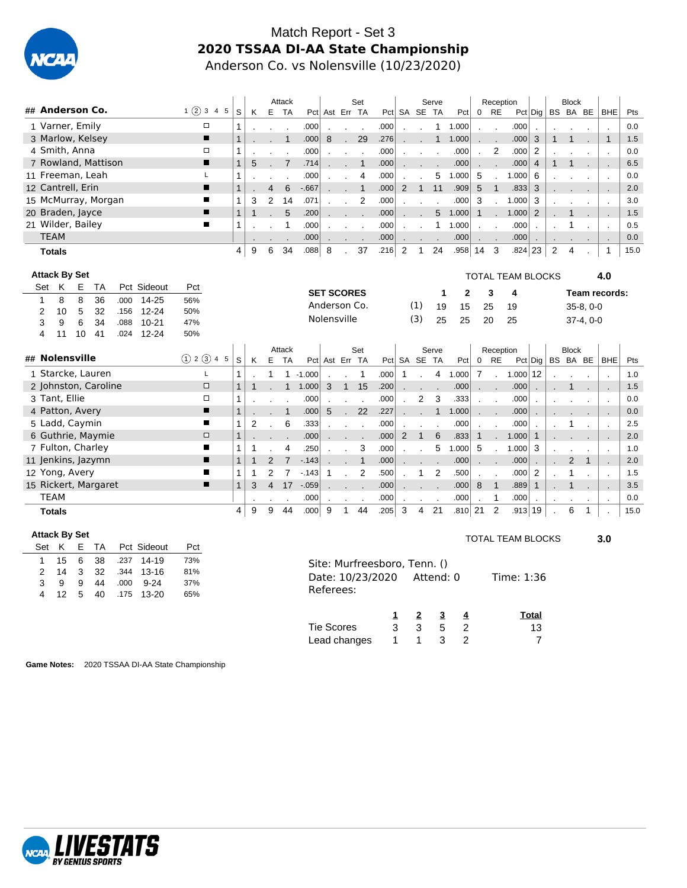# Match Report - Set 3

## 2020 TSSAA DI-AA State Championship

Anderson Co. vs Nolensville (10/23/2020)

| ## | Anderson Co. | 1 ② 3 4 5 | S | Attack K | E | TA | Pct | Set Ast | Err | TA | Pct | Serve SA | SE | TA | Pct | Reception 0 | RE | Pct | Dig | Block BS | BA | BE | BHE | Pts |
|---|---|---|---|---|---|---|---|---|---|---|---|---|---|---|---|---|---|---|---|---|---|---|---|---|
| 1 | Varner, Emily | □ | 1 | . | . | . | .000 | . | . | . | .000 | . | . | 1 | 1.000 | . | . | .000 | . | . | . | . | . | 0.0 |
| 3 | Marlow, Kelsey | ■ | 1 | . | . | 1 | .000 | 8 | . | 29 | .276 | . | . | 1 | 1.000 | . | . | .000 | 3 | 1 | 1 | . | 1 | 1.5 |
| 4 | Smith, Anna | □ | 1 | . | . | . | .000 | . | . | . | .000 | . | . | . | .000 | . | 2 | .000 | 2 | . | . | . | . | 0.0 |
| 7 | Rowland, Mattison | ■ | 1 | 5 | . | 7 | .714 | . | . | 1 | .000 | . | . | . | .000 | . | . | .000 | 4 | 1 | 1 | . | . | 6.5 |
| 11 | Freeman, Leah | L | 1 | . | . | . | .000 | . | . | 4 | .000 | . | . | 5 | 1.000 | 5 | . | 1.000 | 6 | . | . | . | . | 0.0 |
| 12 | Cantrell, Erin | ■ | 1 | . | 4 | 6 | -.667 | . | . | 1 | .000 | 2 | 1 | 11 | .909 | 5 | 1 | .833 | 3 | . | . | . | . | 2.0 |
| 15 | McMurray, Morgan | ■ | 1 | 3 | 2 | 14 | .071 | . | . | 2 | .000 | . | . | . | .000 | 3 | . | 1.000 | 3 | . | . | . | . | 3.0 |
| 20 | Braden, Jayce | ■ | 1 | 1 | . | 5 | .200 | . | . | . | .000 | . | . | 5 | 1.000 | 1 | . | 1.000 | 2 | . | 1 | . | . | 1.5 |
| 21 | Wilder, Bailey | ■ | 1 | . | . | 1 | .000 | . | . | . | .000 | . | . | 1 | 1.000 | . | . | .000 | . | . | 1 | . | . | 0.5 |
| | TEAM | | | . | . | . | .000 | . | . | . | .000 | . | . | . | .000 | . | . | .000 | . | . | . | . | . | 0.0 |
| | **Totals** | | 4 | 9 | 6 | 34 | .088 | 8 | . | 37 | .216 | 2 | 1 | 24 | .958 | 14 | 3 | .824 | 23 | 2 | 4 | . | 1 | 15.0 |

**Attack By Set**

| Set | K | E | TA | Pct | Sideout | Pct |
|---|---|---|---|---|---|---|
| 1 | 8 | 8 | 36 | .000 | 14-25 | 56% |
| 2 | 10 | 5 | 32 | .156 | 12-24 | 50% |
| 3 | 9 | 6 | 34 | .088 | 10-21 | 47% |
| 4 | 11 | 10 | 41 | .024 | 12-24 | 50% |

TOTAL TEAM BLOCKS **4.0**

| SET SCORES | | 1 | 2 | 3 | 4 | Team records: |
|---|---|---|---|---|---|---|
| Anderson Co. | (1) | 19 | 15 | 25 | 19 | 35-8, 0-0 |
| Nolensville | (3) | 25 | 25 | 20 | 25 | 37-4, 0-0 |

| ## | Nolensville | ① 2 ③ 4 5 | S | Attack K | E | TA | Pct | Set Ast | Err | TA | Pct | Serve SA | SE | TA | Pct | Reception 0 | RE | Pct | Dig | Block BS | BA | BE | BHE | Pts |
|---|---|---|---|---|---|---|---|---|---|---|---|---|---|---|---|---|---|---|---|---|---|---|---|---|
| 1 | Starcke, Lauren | L | 1 | . | 1 | 1 | -1.000 | . | . | 1 | .000 | 1 | . | 4 | 1.000 | 7 | . | 1.000 | 12 | . | . | . | . | 1.0 |
| 2 | Johnston, Caroline | □ | 1 | 1 | . | 1 | 1.000 | 3 | 1 | 15 | .200 | . | . | . | .000 | . | . | .000 | . | . | 1 | . | . | 1.5 |
| 3 | Tant, Ellie | □ | 1 | . | . | . | .000 | . | . | . | .000 | . | 2 | 3 | .333 | . | . | .000 | . | . | . | . | . | 0.0 |
| 4 | Patton, Avery | ■ | 1 | . | . | 1 | .000 | 5 | . | 22 | .227 | . | . | 1 | 1.000 | . | . | .000 | . | . | . | . | . | 0.0 |
| 5 | Ladd, Caymin | ■ | 1 | 2 | . | 6 | .333 | . | . | . | .000 | . | . | . | .000 | . | . | .000 | . | . | 1 | . | . | 2.5 |
| 6 | Guthrie, Maymie | □ | 1 | . | . | . | .000 | . | . | . | .000 | 2 | 1 | 6 | .833 | 1 | . | 1.000 | 1 | . | . | . | . | 2.0 |
| 7 | Fulton, Charley | ■ | 1 | 1 | . | 4 | .250 | . | . | 3 | .000 | . | . | 5 | 1.000 | 5 | . | 1.000 | 3 | . | . | . | . | 1.0 |
| 11 | Jenkins, Jazymn | ■ | 1 | 1 | 2 | 7 | -.143 | . | . | 1 | .000 | . | . | . | .000 | . | . | .000 | . | . | 2 | 1 | . | 2.0 |
| 12 | Yong, Avery | ■ | 1 | 1 | 2 | 7 | -.143 | 1 | . | 2 | .500 | . | 1 | 2 | .500 | . | . | .000 | 2 | . | 1 | . | . | 1.5 |
| 15 | Rickert, Margaret | ■ | 1 | 3 | 4 | 17 | -.059 | . | . | . | .000 | . | . | . | .000 | 8 | 1 | .889 | 1 | . | 1 | . | . | 3.5 |
| | TEAM | | | . | . | . | .000 | . | . | . | .000 | . | . | . | .000 | . | 1 | .000 | . | . | . | . | . | 0.0 |
| | **Totals** | | 4 | 9 | 9 | 44 | .000 | 9 | 1 | 44 | .205 | 3 | 4 | 21 | .810 | 21 | 2 | .913 | 19 | . | 6 | 1 | . | 15.0 |

**Attack By Set**

| Set | K | E | TA | Pct | Sideout | Pct |
|---|---|---|---|---|---|---|
| 1 | 15 | 6 | 38 | .237 | 14-19 | 73% |
| 2 | 14 | 3 | 32 | .344 | 13-16 | 81% |
| 3 | 9 | 9 | 44 | .000 | 9-24 | 37% |
| 4 | 12 | 5 | 40 | .175 | 13-20 | 65% |

TOTAL TEAM BLOCKS **3.0**

Site: Murfreesboro, Tenn. ()
Date: 10/23/2020 Attend: 0 Time: 1:36
Referees:

| | 1 | 2 | 3 | 4 | Total |
|---|---|---|---|---|---|
| Tie Scores | 3 | 3 | 5 | 2 | 13 |
| Lead changes | 1 | 1 | 3 | 2 | 7 |

**Game Notes:** 2020 TSSAA DI-AA State Championship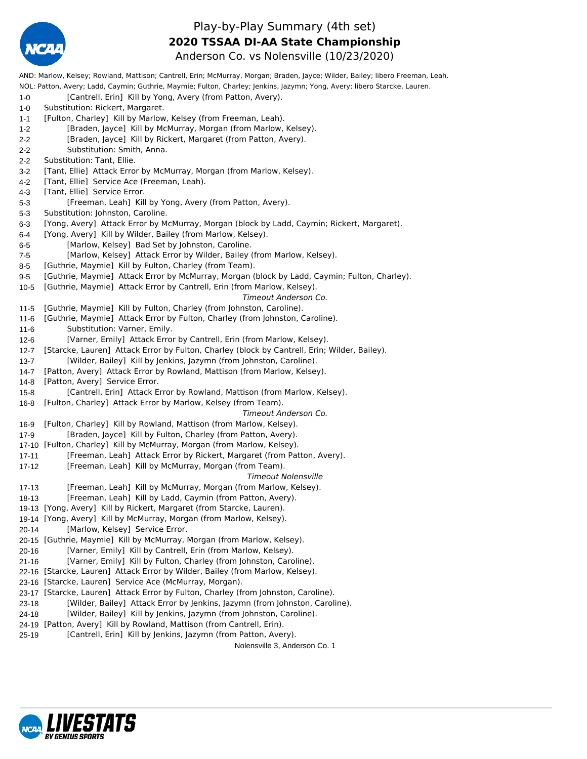# Play-by-Play Summary (4th set)

## 2020 TSSAA DI-AA State Championship

### Anderson Co. vs Nolensville (10/23/2020)

AND: Marlow, Kelsey; Rowland, Mattison; Cantrell, Erin; McMurray, Morgan; Braden, Jayce; Wilder, Bailey; libero Freeman, Leah.

NOL: Patton, Avery; Ladd, Caymin; Guthrie, Maymie; Fulton, Charley; Jenkins, Jazymn; Yong, Avery; libero Starcke, Lauren.

1-0 [Cantrell, Erin] Kill by Yong, Avery (from Patton, Avery).
1-0 Substitution: Rickert, Margaret.
1-1 [Fulton, Charley] Kill by Marlow, Kelsey (from Freeman, Leah).
1-2 [Braden, Jayce] Kill by McMurray, Morgan (from Marlow, Kelsey).
2-2 [Braden, Jayce] Kill by Rickert, Margaret (from Patton, Avery).
2-2 Substitution: Smith, Anna.
2-2 Substitution: Tant, Ellie.
3-2 [Tant, Ellie] Attack Error by McMurray, Morgan (from Marlow, Kelsey).
4-2 [Tant, Ellie] Service Ace (Freeman, Leah).
4-3 [Tant, Ellie] Service Error.
5-3 [Freeman, Leah] Kill by Yong, Avery (from Patton, Avery).
5-3 Substitution: Johnston, Caroline.
6-3 [Yong, Avery] Attack Error by McMurray, Morgan (block by Ladd, Caymin; Rickert, Margaret).
6-4 [Yong, Avery] Kill by Wilder, Bailey (from Marlow, Kelsey).
6-5 [Marlow, Kelsey] Bad Set by Johnston, Caroline.
7-5 [Marlow, Kelsey] Attack Error by Wilder, Bailey (from Marlow, Kelsey).
8-5 [Guthrie, Maymie] Kill by Fulton, Charley (from Team).
9-5 [Guthrie, Maymie] Attack Error by McMurray, Morgan (block by Ladd, Caymin; Fulton, Charley).
10-5 [Guthrie, Maymie] Attack Error by Cantrell, Erin (from Marlow, Kelsey).

*Timeout Anderson Co.*

11-5 [Guthrie, Maymie] Kill by Fulton, Charley (from Johnston, Caroline).
11-6 [Guthrie, Maymie] Attack Error by Fulton, Charley (from Johnston, Caroline).
11-6 Substitution: Varner, Emily.
12-6 [Varner, Emily] Attack Error by Cantrell, Erin (from Marlow, Kelsey).
12-7 [Starcke, Lauren] Attack Error by Fulton, Charley (block by Cantrell, Erin; Wilder, Bailey).
13-7 [Wilder, Bailey] Kill by Jenkins, Jazymn (from Johnston, Caroline).
14-7 [Patton, Avery] Attack Error by Rowland, Mattison (from Marlow, Kelsey).
14-8 [Patton, Avery] Service Error.
15-8 [Cantrell, Erin] Attack Error by Rowland, Mattison (from Marlow, Kelsey).
16-8 [Fulton, Charley] Attack Error by Marlow, Kelsey (from Team).

*Timeout Anderson Co.*

16-9 [Fulton, Charley] Kill by Rowland, Mattison (from Marlow, Kelsey).
17-9 [Braden, Jayce] Kill by Fulton, Charley (from Patton, Avery).
17-10 [Fulton, Charley] Kill by McMurray, Morgan (from Marlow, Kelsey).
17-11 [Freeman, Leah] Attack Error by Rickert, Margaret (from Patton, Avery).
17-12 [Freeman, Leah] Kill by McMurray, Morgan (from Team).

*Timeout Nolensville*

17-13 [Freeman, Leah] Kill by McMurray, Morgan (from Marlow, Kelsey).
18-13 [Freeman, Leah] Kill by Ladd, Caymin (from Patton, Avery).
19-13 [Yong, Avery] Kill by Rickert, Margaret (from Starcke, Lauren).
19-14 [Yong, Avery] Kill by McMurray, Morgan (from Marlow, Kelsey).
20-14 [Marlow, Kelsey] Service Error.
20-15 [Guthrie, Maymie] Kill by McMurray, Morgan (from Marlow, Kelsey).
20-16 [Varner, Emily] Kill by Cantrell, Erin (from Marlow, Kelsey).
21-16 [Varner, Emily] Kill by Fulton, Charley (from Johnston, Caroline).
22-16 [Starcke, Lauren] Attack Error by Wilder, Bailey (from Marlow, Kelsey).
23-16 [Starcke, Lauren] Service Ace (McMurray, Morgan).
23-17 [Starcke, Lauren] Attack Error by Fulton, Charley (from Johnston, Caroline).
23-18 [Wilder, Bailey] Attack Error by Jenkins, Jazymn (from Johnston, Caroline).
24-18 [Wilder, Bailey] Kill by Jenkins, Jazymn (from Johnston, Caroline).
24-19 [Patton, Avery] Kill by Rowland, Mattison (from Cantrell, Erin).
25-19 [Cantrell, Erin] Kill by Jenkins, Jazymn (from Patton, Avery).

Nolensville 3, Anderson Co. 1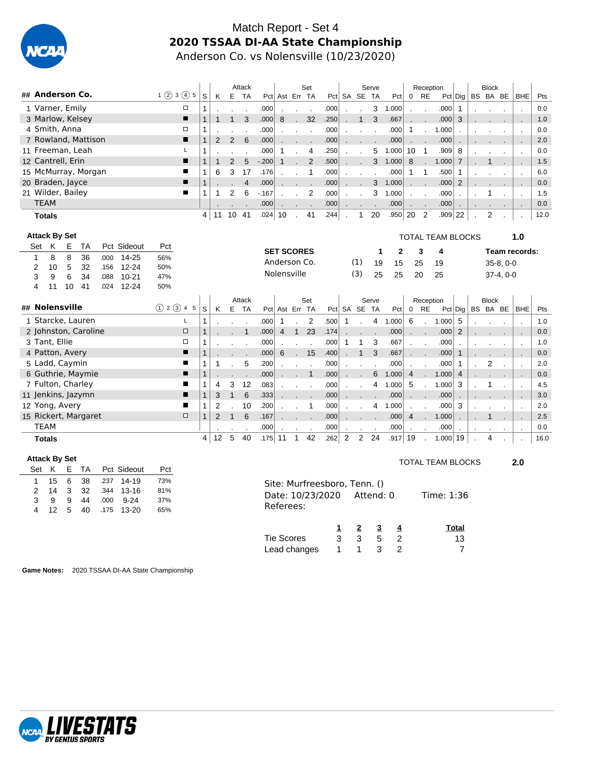# Match Report - Set 4

## 2020 TSSAA DI-AA State Championship

Anderson Co. vs Nolensville (10/23/2020)

| ## | Anderson Co. | 1 ② 3 ④ 5 | S | Attack K | E | TA | Pct | Set Ast | Err | TA | Pct | Serve SA | SE | TA | Pct | Reception 0 | RE | Pct | Dig | Block BS | BA | BE | BHE | Pts |
|---|---|---|---|---|---|---|---|---|---|---|---|---|---|---|---|---|---|---|---|---|---|---|---|---|
| 1 | Varner, Emily | □ | 1 | . | . | . | .000 | . | . | . | .000 | . | . | 3 | 1.000 | . | . | .000 | 1 | . | . | . | . | 0.0 |
| 3 | Marlow, Kelsey | ■ | 1 | 1 | 1 | 3 | .000 | 8 | . | 32 | .250 | . | 1 | 3 | .667 | . | . | .000 | 3 | . | . | . | . | 1.0 |
| 4 | Smith, Anna | □ | 1 | . | . | . | .000 | . | . | . | .000 | . | . | . | .000 | 1 | . | 1.000 | . | . | . | . | . | 0.0 |
| 7 | Rowland, Mattison | ■ | 1 | 2 | 2 | 6 | .000 | . | . | . | .000 | . | . | . | .000 | . | . | .000 | . | . | . | . | . | 2.0 |
| 11 | Freeman, Leah | L | 1 | . | . | . | .000 | 1 | . | 4 | .250 | . | . | 5 | 1.000 | 10 | 1 | .909 | 8 | . | . | . | . | 0.0 |
| 12 | Cantrell, Erin | ■ | 1 | 1 | 2 | 5 | -.200 | 1 | . | 2 | .500 | . | . | 3 | 1.000 | 8 | . | 1.000 | 7 | . | 1 | . | . | 1.5 |
| 15 | McMurray, Morgan | ■ | 1 | 6 | 3 | 17 | .176 | . | . | 1 | .000 | . | . | . | .000 | 1 | 1 | .500 | 1 | . | . | . | . | 6.0 |
| 20 | Braden, Jayce | ■ | 1 | . | . | 4 | .000 | . | . | . | .000 | . | . | 3 | 1.000 | . | . | .000 | 2 | . | . | . | . | 0.0 |
| 21 | Wilder, Bailey | ■ | 1 | 1 | 2 | 6 | -.167 | . | . | 2 | .000 | . | . | 3 | 1.000 | . | . | .000 | . | . | 1 | . | . | 1.5 |
| | TEAM | | | . | . | . | .000 | . | . | . | .000 | . | . | . | .000 | . | . | .000 | . | . | . | . | . | 0.0 |
| | **Totals** | | 4 | 11 | 10 | 41 | .024 | 10 | . | 41 | .244 | . | 1 | 20 | .950 | 20 | 2 | .909 | 22 | . | 2 | . | . | 12.0 |

**Attack By Set**

| Set | K | E | TA | Pct | Sideout | Pct |
|---|---|---|---|---|---|---|
| 1 | 8 | 8 | 36 | .000 | 14-25 | 56% |
| 2 | 10 | 5 | 32 | .156 | 12-24 | 50% |
| 3 | 9 | 6 | 34 | .088 | 10-21 | 47% |
| 4 | 11 | 10 | 41 | .024 | 12-24 | 50% |

TOTAL TEAM BLOCKS 1.0

| SET SCORES | | 1 | 2 | 3 | 4 | Team records: |
|---|---|---|---|---|---|---|
| Anderson Co. | (1) | 19 | 15 | 25 | 19 | 35-8, 0-0 |
| Nolensville | (3) | 25 | 25 | 20 | 25 | 37-4, 0-0 |

| ## | Nolensville | ① 2 ③ 4 5 | S | Attack K | E | TA | Pct | Set Ast | Err | TA | Pct | Serve SA | SE | TA | Pct | Reception 0 | RE | Pct | Dig | Block BS | BA | BE | BHE | Pts |
|---|---|---|---|---|---|---|---|---|---|---|---|---|---|---|---|---|---|---|---|---|---|---|---|---|
| 1 | Starcke, Lauren | L | 1 | . | . | . | .000 | 1 | . | 2 | .500 | 1 | . | 4 | 1.000 | 6 | . | 1.000 | 5 | . | . | . | . | 1.0 |
| 2 | Johnston, Caroline | □ | 1 | . | . | 1 | .000 | 4 | 1 | 23 | .174 | . | . | . | .000 | . | . | .000 | 2 | . | . | . | . | 0.0 |
| 3 | Tant, Ellie | □ | 1 | . | . | . | .000 | . | . | . | .000 | 1 | 1 | 3 | .667 | . | . | .000 | . | . | . | . | . | 1.0 |
| 4 | Patton, Avery | ■ | 1 | . | . | . | .000 | 6 | . | 15 | .400 | . | 1 | 3 | .667 | . | . | .000 | 1 | . | . | . | . | 0.0 |
| 5 | Ladd, Caymin | ■ | 1 | 1 | . | 5 | .200 | . | . | . | .000 | . | . | . | .000 | . | . | .000 | 1 | . | 2 | . | . | 2.0 |
| 6 | Guthrie, Maymie | ■ | 1 | . | . | . | .000 | . | . | 1 | .000 | . | . | 6 | 1.000 | 4 | . | 1.000 | 4 | . | . | . | . | 0.0 |
| 7 | Fulton, Charley | ■ | 1 | 4 | 3 | 12 | .083 | . | . | . | .000 | . | . | 4 | 1.000 | 5 | . | 1.000 | 3 | . | 1 | . | . | 4.5 |
| 11 | Jenkins, Jazymn | ■ | 1 | 3 | 1 | 6 | .333 | . | . | . | .000 | . | . | . | .000 | . | . | .000 | . | . | . | . | . | 3.0 |
| 12 | Yong, Avery | ■ | 1 | 2 | . | 10 | .200 | . | . | 1 | .000 | . | . | 4 | 1.000 | . | . | .000 | 3 | . | . | . | . | 2.0 |
| 15 | Rickert, Margaret | □ | 1 | 2 | 1 | 6 | .167 | . | . | . | .000 | . | . | . | .000 | 4 | . | 1.000 | . | . | 1 | . | . | 2.5 |
| | TEAM | | | . | . | . | .000 | . | . | . | .000 | . | . | . | .000 | . | . | .000 | . | . | . | . | . | 0.0 |
| | **Totals** | | 4 | 12 | 5 | 40 | .175 | 11 | 1 | 42 | .262 | 2 | 2 | 24 | .917 | 19 | . | 1.000 | 19 | . | 4 | . | . | 16.0 |

**Attack By Set**

| Set | K | E | TA | Pct | Sideout | Pct |
|---|---|---|---|---|---|---|
| 1 | 15 | 6 | 38 | .237 | 14-19 | 73% |
| 2 | 14 | 3 | 32 | .344 | 13-16 | 81% |
| 3 | 9 | 9 | 44 | .000 | 9-24 | 37% |
| 4 | 12 | 5 | 40 | .175 | 13-20 | 65% |

TOTAL TEAM BLOCKS 2.0

Site: Murfreesboro, Tenn. ()
Date: 10/23/2020 Attend: 0 Time: 1:36
Referees:

| | 1 | 2 | 3 | 4 | Total |
|---|---|---|---|---|---|
| Tie Scores | 3 | 3 | 5 | 2 | 13 |
| Lead changes | 1 | 1 | 3 | 2 | 7 |

**Game Notes:** 2020 TSSAA DI-AA State Championship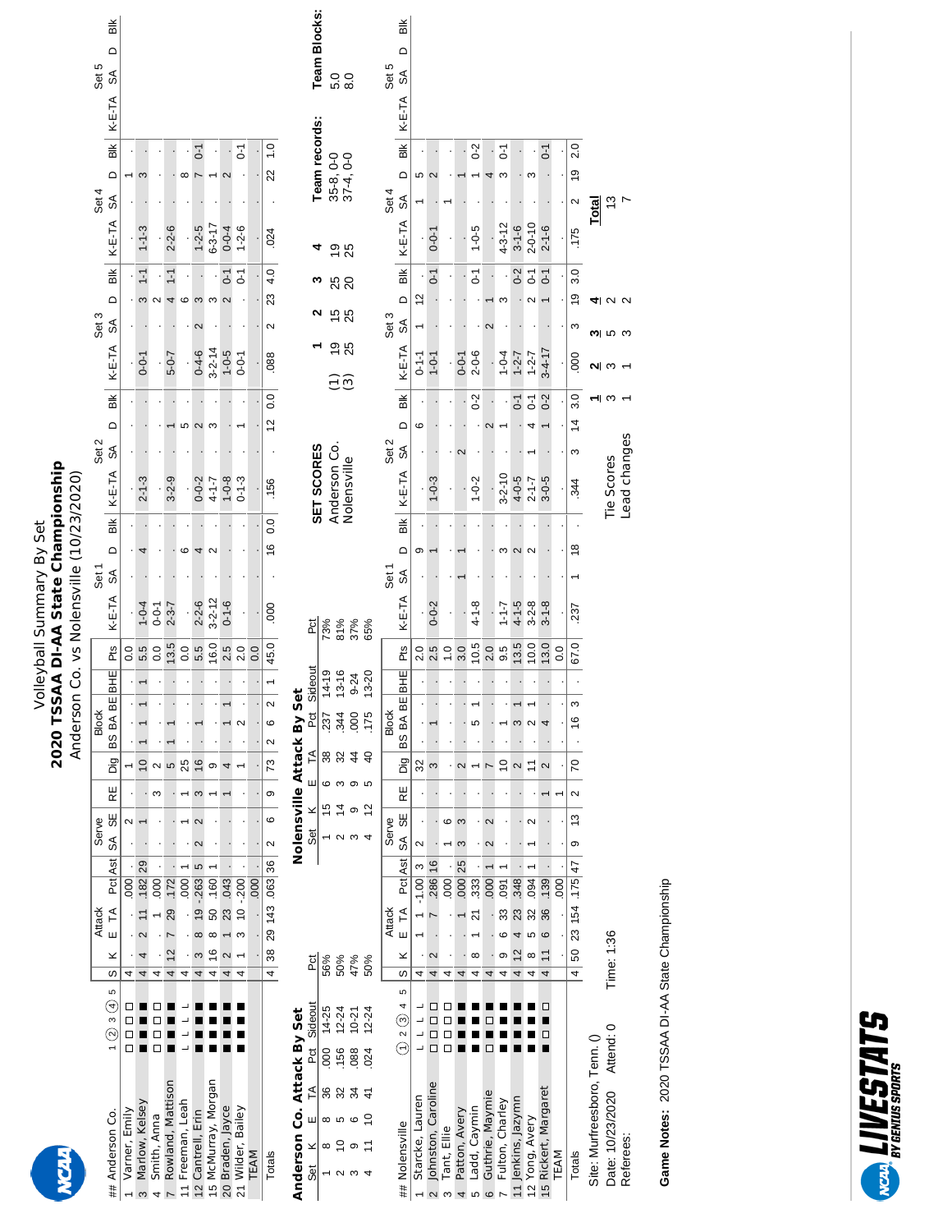# Volleyball Summary By Set
## 2020 TSSAA DI-AA State Championship
### Anderson Co. vs Nolensville (10/23/2020)

| ## | Anderson Co. | 1 ② 3 ④ 5 | S | K | E | TA | Pct | Ast | SA | SE | RE | Dig | BS | BA | BE | BHE | Pts |
|---|---|---|---|---|---|---|---|---|---|---|---|---|---|---|---|---|---|
| 1 | Varner, Emily | □ □ □ □ | 4 | . | . | . | .000 | . | . | 2 | . | 1 | . | . | . | . | 0.0 |
| 3 | Marlow, Kelsey | ■ ■ ■ ■ | 4 | 4 | 2 | 11 | .182 | 29 | . | 1 | . | 10 | 1 | 1 | 1 | 1 | 5.5 |
| 4 | Smith, Anna | □ □ □ □ | 4 | . | . | 1 | .000 | . | . | . | 3 | 2 | . | . | . | . | 0.0 |
| 7 | Rowland, Mattison | ■ ■ ■ ■ | 4 | 12 | 7 | 29 | .172 | . | . | . | . | 5 | 1 | 1 | . | . | 13.5 |
| 11 | Freeman, Leah | L L L L | 4 | . | . | . | .000 | 1 | . | 1 | 1 | 25 | . | . | . | . | 0.0 |
| 12 | Cantrell, Erin | ■ ■ ■ ■ | 4 | 3 | 8 | 19 | -.263 | 5 | 2 | 2 | 3 | 16 | . | 1 | . | . | 5.5 |
| 15 | McMurray, Morgan | ■ ■ ■ ■ | 4 | 16 | 8 | 50 | .160 | 1 | . | . | 1 | 9 | . | . | . | . | 16.0 |
| 20 | Braden, Jayce | ■ ■ ■ ■ | 4 | 2 | 1 | 23 | .043 | . | . | . | 1 | 4 | . | 1 | 1 | . | 2.5 |
| 21 | Wilder, Bailey | ■ ■ ■ ■ | 4 | 1 | 3 | 10 | -.200 | . | . | . | . | 1 | . | 2 | . | . | 2.0 |
| | TEAM | | | . | . | . | .000 | . | . | . | . | . | . | . | . | . | 0.0 |
| | Totals | | 4 | 38 | 29 | 143 | .063 | 36 | 2 | 6 | 9 | 73 | 2 | 6 | 2 | 1 | 45.0 |

| Anderson Co. | Set 1 K-E-TA | SA | D | Blk | Set 2 K-E-TA | SA | D | Blk | Set 3 K-E-TA | SA | D | Blk | Set 4 K-E-TA | SA | D | Blk | Set 5 K-E-TA | SA | D | Blk |
|---|---|---|---|---|---|---|---|---|---|---|---|---|---|---|---|---|---|---|---|---|
| Varner, Emily | . | . | . | . | . | . | . | . | . | . | . | . | . | . | 1 | . | | | | |
| Marlow, Kelsey | 1-0-4 | . | 4 | . | 2-1-3 | . | . | . | 0-0-1 | . | 3 | 1-1 | 1-1-3 | . | 3 | . | | | | |
| Smith, Anna | 0-0-1 | . | . | . | . | . | . | . | . | . | 2 | . | . | . | . | . | | | | |
| Rowland, Mattison | 2-3-7 | . | . | . | 3-2-9 | . | 1 | . | 5-0-7 | . | 4 | 1-1 | 2-2-6 | . | . | . | | | | |
| Freeman, Leah | . | . | 6 | . | . | . | 5 | . | . | . | 6 | . | . | . | 8 | . | | | | |
| Cantrell, Erin | 2-2-6 | . | 4 | . | 0-0-2 | . | 2 | . | 0-4-6 | 2 | 3 | . | 1-2-5 | . | 7 | 0-1 | | | | |
| McMurray, Morgan | 3-2-12 | . | 2 | . | 4-1-7 | . | 3 | . | 3-2-14 | . | 3 | . | 6-3-17 | . | 1 | . | | | | |
| Braden, Jayce | 0-1-6 | . | . | . | 1-0-8 | . | . | . | 1-0-5 | . | 2 | 0-1 | 0-0-4 | . | 2 | . | | | | |
| Wilder, Bailey | . | . | . | . | 0-1-3 | . | 1 | . | 0-0-1 | . | . | 0-1 | 1-2-6 | . | . | 0-1 | | | | |
| TEAM | . | . | . | . | . | . | . | . | . | . | . | . | . | . | . | . | | | | |
| Totals | .000 | . | 16 | 0.0 | .156 | . | 12 | 0.0 | .088 | 2 | 23 | 4.0 | .024 | . | 22 | 1.0 | | | | |

**Anderson Co. Attack By Set**

| Set | K | E | TA | Pct | Sideout | Pct |
|---|---|---|---|---|---|---|
| 1 | 8 | 8 | 36 | .000 | 14-25 | 56% |
| 2 | 10 | 5 | 32 | .156 | 12-24 | 50% |
| 3 | 9 | 6 | 34 | .088 | 10-21 | 47% |
| 4 | 11 | 10 | 41 | .024 | 12-24 | 50% |

**Nolensville Attack By Set**

| Set | K | E | TA | Pct | Sideout | Pct |
|---|---|---|---|---|---|---|
| 1 | 15 | 6 | 38 | .237 | 14-19 | 73% |
| 2 | 14 | 3 | 32 | .344 | 13-16 | 81% |
| 3 | 9 | 9 | 44 | .000 | 9-24 | 37% |
| 4 | 12 | 5 | 40 | .175 | 13-20 | 65% |

| ## | Nolensville | ① 2 ③ 4 5 | S | K | E | TA | Pct | Ast | SA | SE | RE | Dig | BS | BA | BE | BHE | Pts |
|---|---|---|---|---|---|---|---|---|---|---|---|---|---|---|---|---|---|
| 1 | Starcke, Lauren | L L L L | 4 | . | 1 | 1 | -1.00 | 3 | 2 | . | . | 32 | . | . | . | . | 2.0 |
| 2 | Johnston, Caroline | □ □ □ □ | 4 | 2 | . | 7 | .286 | 16 | . | . | . | 3 | . | 1 | . | . | 2.5 |
| 3 | Tant, Ellie | □ □ □ □ | 4 | . | . | . | .000 | . | 1 | 6 | . | . | . | . | . | . | 1.0 |
| 4 | Patton, Avery | ■ ■ ■ ■ | 4 | . | . | 1 | .000 | 25 | 3 | 3 | . | 2 | . | . | . | . | 3.0 |
| 5 | Ladd, Caymin | ■ ■ ■ ■ | 4 | 8 | 1 | 21 | .333 | . | . | . | . | 1 | . | 5 | 1 | . | 10.5 |
| 6 | Guthrie, Maymie | □ ■ □ ■ | 4 | . | . | . | .000 | 1 | 2 | 2 | . | 7 | . | . | . | . | 2.0 |
| 7 | Fulton, Charley | ■ ■ ■ ■ | 4 | 9 | 6 | 33 | .091 | 1 | . | . | . | 10 | . | 1 | . | . | 9.5 |
| 11 | Jenkins, Jazymn | ■ ■ ■ ■ | 4 | 12 | 4 | 23 | .348 | . | . | . | . | 2 | . | 3 | 1 | . | 13.5 |
| 12 | Yong, Avery | ■ ■ ■ ■ | 4 | 8 | 5 | 32 | .094 | 1 | 1 | 2 | . | 11 | . | 2 | 1 | . | 10.0 |
| 15 | Rickert, Margaret | ■ □ ■ □ | 4 | 11 | 6 | 36 | .139 | . | . | . | 1 | 2 | . | 4 | . | . | 13.0 |
| | TEAM | | | . | . | . | .000 | . | . | . | 1 | . | . | . | . | . | 0.0 |
| | Totals | | 4 | 50 | 23 | 154 | .175 | 47 | 9 | 13 | 2 | 70 | . | 16 | 3 | . | 67.0 |

| Nolensville | Set 1 K-E-TA | SA | D | Blk | Set 2 K-E-TA | SA | D | Blk | Set 3 K-E-TA | SA | D | Blk | Set 4 K-E-TA | SA | D | Blk | Set 5 K-E-TA | SA | D | Blk |
|---|---|---|---|---|---|---|---|---|---|---|---|---|---|---|---|---|---|---|---|---|
| Starcke, Lauren | . | . | 9 | . | . | . | 6 | . | 0-1-1 | 1 | 12 | . | . | 1 | 5 | . | | | | |
| Johnston, Caroline | 0-0-2 | . | 1 | . | 1-0-3 | . | . | . | 1-0-1 | . | . | 0-1 | 0-0-1 | . | 2 | . | | | | |
| Tant, Ellie | . | . | . | . | . | . | . | . | . | . | . | . | . | 1 | . | . | | | | |
| Patton, Avery | . | 1 | 1 | . | . | 2 | . | . | 0-0-1 | . | . | . | . | . | 1 | . | | | | |
| Ladd, Caymin | 4-1-8 | . | . | . | 1-0-2 | . | . | 0-2 | 2-0-6 | . | . | 0-1 | 1-0-5 | . | 1 | 0-2 | | | | |
| Guthrie, Maymie | . | . | . | . | . | . | 2 | . | . | 2 | 1 | . | . | . | 4 | . | | | | |
| Fulton, Charley | 1-1-7 | . | 3 | . | 3-2-10 | . | 1 | . | 1-0-4 | . | 3 | . | 4-3-12 | . | 3 | 0-1 | | | | |
| Jenkins, Jazymn | 4-1-5 | . | 2 | . | 4-0-5 | . | . | 0-1 | 1-2-7 | . | . | 0-2 | 3-1-6 | . | . | . | | | | |
| Yong, Avery | 3-2-8 | . | 2 | . | 2-1-7 | 1 | 4 | 0-1 | 1-2-7 | . | 2 | 0-1 | 2-0-10 | . | 3 | . | | | | |
| Rickert, Margaret | 3-1-8 | . | . | . | 3-0-5 | . | 1 | 0-2 | 3-4-17 | . | 1 | 0-1 | 2-1-6 | . | . | 0-1 | | | | |
| TEAM | . | . | . | . | . | . | . | . | . | . | . | . | . | . | . | . | | | | |
| Totals | .237 | 1 | 18 | . | .344 | 3 | 14 | 3.0 | .000 | 3 | 19 | 3.0 | .175 | 2 | 19 | 2.0 | | | | |

**SET SCORES**

| | 1 | 2 | 3 | 4 | Team records: | Team Blocks: |
|---|---|---|---|---|---|---|
| (1) Anderson Co. | 19 | 15 | 25 | 19 | 35-8, 0-0 | 5.0 |
| (3) Nolensville | 25 | 25 | 20 | 25 | 37-4, 0-0 | 8.0 |

| | 1 | 2 | 3 | 4 | Total |
|---|---|---|---|---|---|
| Tie Scores | 3 | 3 | 5 | 2 | 13 |
| Lead changes | 1 | 1 | 3 | 2 | 7 |

Site: Murfreesboro, Tenn. ()
Date: 10/23/2020 Attend: 0 Time: 1:36
Referees:

**Game Notes:** 2020 TSSAA DI-AA State Championship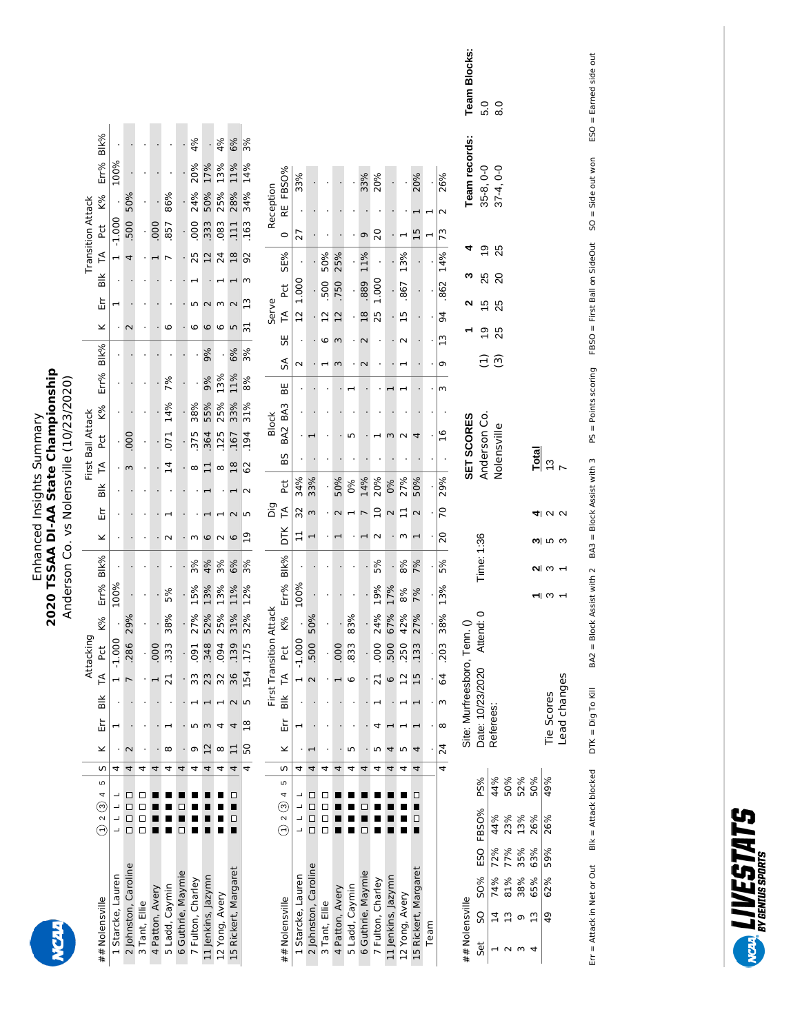# Enhanced Insights Summary

## 2020 TSSAA DI-AA State Championship

### Anderson Co. vs Nolensville (10/23/2020)

| ## Nolensville | 1 2 (3) 4 5 | S | Attacking K | Err | Blk | TA | Pct | K% | Err% | Blk% | First Ball Attack K | Err | Blk | TA | Pct | K% | Err% | Blk% | Transition Attack K | Err | Blk | TA | Pct | K% | Err% | Blk% |
|---|---|---|---|---|---|---|---|---|---|---|---|---|---|---|---|---|---|---|---|---|---|---|---|---|---|---|
| 1 Starcke, Lauren | L L L L | 4 | . | 1 | . | 1 | -1.000 | . | 100% | . | . | . | . | . | . | . | . | . | . | 1 | . | 1 | -1.000 | . | 100% | . |
| 2 Johnston, Caroline | □ □ □ □ | 4 | 2 | . | . | 7 | .286 | 29% | . | . | . | . | . | 3 | .000 | . | . | . | 2 | . | . | 4 | .500 | 50% | . | . |
| 3 Tant, Ellie | □ □ □ □ | 4 | . | . | . | . | . | . | . | . | . | . | . | . | . | . | . | . | . | . | . | . | . | . | . | . |
| 4 Patton, Avery | ■ ■ ■ ■ | 4 | . | . | . | 1 | .000 | . | . | . | . | . | . | . | . | . | . | . | . | . | . | 1 | .000 | . | . | . |
| 5 Ladd, Caymin | ■ ■ ■ ■ | 4 | 8 | 1 | . | 21 | .333 | 38% | 5% | . | 2 | 1 | . | 14 | .071 | 14% | 7% | . | 6 | . | . | 7 | .857 | 86% | . | . |
| 6 Guthrie, Maymie | □ ■ □ ■ | 4 | . | . | . | . | . | . | . | . | . | . | . | . | . | . | . | . | . | . | . | . | . | . | . | . |
| 7 Fulton, Charley | ■ ■ ■ ■ | 4 | 9 | 5 | 1 | 33 | .091 | 27% | 15% | 3% | 3 | . | . | 8 | .375 | 38% | . | . | 6 | 5 | 1 | 25 | .000 | 24% | 20% | 4% |
| 11 Jenkins, Jazymn | ■ ■ ■ ■ | 4 | 12 | 3 | 1 | 23 | .348 | 52% | 13% | 4% | 6 | 1 | 1 | 11 | .364 | 55% | 9% | 9% | 6 | 2 | . | 12 | .333 | 50% | 17% | . |
| 12 Yong, Avery | ■ ■ ■ ■ | 4 | 8 | 4 | 1 | 32 | .094 | 25% | 13% | 3% | 2 | 1 | . | 8 | .125 | 25% | 13% | . | 6 | 3 | 1 | 24 | .083 | 25% | 13% | 4% |
| 15 Rickert, Margaret | ■ □ ■ □ | 4 | 11 | 4 | 2 | 36 | .139 | 31% | 11% | 6% | 6 | 2 | 1 | 18 | .167 | 33% | 11% | 6% | 5 | 2 | 1 | 18 | .111 | 28% | 11% | 6% |
| | | 4 | 50 | 18 | 5 | 154 | .175 | 32% | 12% | 3% | 19 | 5 | 2 | 62 | .194 | 31% | 8% | 3% | 31 | 13 | 3 | 92 | .163 | 34% | 14% | 3% |

| ## Nolensville | 1 2 (3) 4 5 | S | First Transition Attack K | Err | Blk | TA | Pct | K% | Err% | Blk% | Dig DTK | TA | Pct | Block BS | BA2 | BA3 | BE | SA | SE | Serve TA | Pct | SE% | Reception O | RE | FBSO% |
|---|---|---|---|---|---|---|---|---|---|---|---|---|---|---|---|---|---|---|---|---|---|---|---|---|---|
| 1 Starcke, Lauren | L L L L | 4 | . | 1 | . | 1 | -1.000 | . | 100% | . | 11 | 32 | 34% | . | . | . | . | 2 | . | 12 | 1.000 | . | 27 | . | 33% |
| 2 Johnston, Caroline | □ □ □ □ | 4 | 1 | . | . | 2 | .500 | 50% | . | . | 1 | 3 | 33% | . | 1 | . | . | . | . | . | . | . | . | . | . |
| 3 Tant, Ellie | □ □ □ □ | 4 | . | . | . | . | . | . | . | . | . | . | . | . | . | . | . | . | . | . | . | . | . | . | . |
| 4 Patton, Avery | ■ ■ ■ ■ | 4 | . | . | . | 1 | .000 | . | . | . | 1 | 2 | 50% | . | . | . | . | 1 | 6 | 12 | .500 | 50% | . | . | . |
| 5 Ladd, Caymin | ■ ■ ■ ■ | 4 | 5 | . | . | 6 | .833 | 83% | . | . | . | 1 | 0% | . | 5 | . | 1 | 3 | 3 | 12 | .750 | 25% | . | . | . |
| 6 Guthrie, Maymie | □ ■ □ ■ | 4 | . | . | . | . | . | . | . | . | 1 | 7 | 14% | . | . | . | . | 2 | 2 | 18 | .889 | 11% | 9 | . | 33% |
| 7 Fulton, Charley | ■ ■ ■ ■ | 4 | 5 | 4 | 1 | 21 | .000 | 24% | 19% | 5% | 2 | 10 | 20% | . | 1 | . | . | . | . | 25 | 1.000 | . | 20 | . | 20% |
| 11 Jenkins, Jazymn | ■ ■ ■ ■ | 4 | 4 | 1 | . | 6 | .500 | 67% | 17% | . | . | 2 | 0% | . | 3 | . | 1 | . | . | . | . | . | . | . | . |
| 12 Yong, Avery | ■ ■ ■ ■ | 4 | 5 | 1 | 1 | 12 | .250 | 42% | 8% | 8% | 3 | 11 | 27% | . | 2 | . | 1 | 1 | 2 | 15 | .867 | 13% | 1 | . | . |
| 15 Rickert, Margaret | ■ □ ■ □ | 4 | 4 | 1 | 1 | 15 | .133 | 27% | 7% | 7% | 1 | 2 | 50% | . | 4 | . | . | . | . | . | . | . | 15 | 1 | 20% |
| Team | | | . | . | . | . | . | . | . | . | . | . | . | . | . | . | . | . | . | . | . | . | 1 | 1 | . |
| | | 4 | 24 | 8 | 3 | 64 | .203 | 38% | 13% | 5% | 20 | 70 | 29% | . | 16 | . | 3 | 6 | 13 | 94 | .862 | 14% | 73 | 2 | 26% |

| Set | SO | SO% | ESO | FBSO% | PS% |
|---|---|---|---|---|---|
| 1 | 14 | 74% | 72% | 44% | 44% |
| 2 | 13 | 81% | 77% | 23% | 50% |
| 3 | 9 | 38% | 35% | 13% | 52% |
| 4 | 13 | 65% | 63% | 26% | 50% |
| | 49 | 62% | 59% | 26% | 49% |

Site: Murfreesboro, Tenn. ()
Date: 10/23/2020 Attend: 0 Time: 1:36
Referees:

| | 1 | 2 | 3 | 4 | Total |
|---|---|---|---|---|---|
| Tie Scores | 3 | 3 | 5 | 2 | 13 |
| Lead changes | 1 | 1 | 3 | 2 | 7 |

| SET SCORES | | 1 | 2 | 3 | 4 | Team records: | Team Blocks: |
|---|---|---|---|---|---|---|---|
| Anderson Co. | (1) | 19 | 15 | 25 | 19 | 35-8, 0-0 | 5.0 |
| Nolensville | (3) | 25 | 25 | 20 | 25 | 37-4, 0-0 | 8.0 |

Err = Attack in Net or Out  Blk = Attack blocked  DTK = Dig To Kill  BA2 = Block Assist with 2  BA3 = Block Assist with 3  PS = Points scoring  FBSO = First Ball on SideOut  SO = Side out won  ESO = Earned side out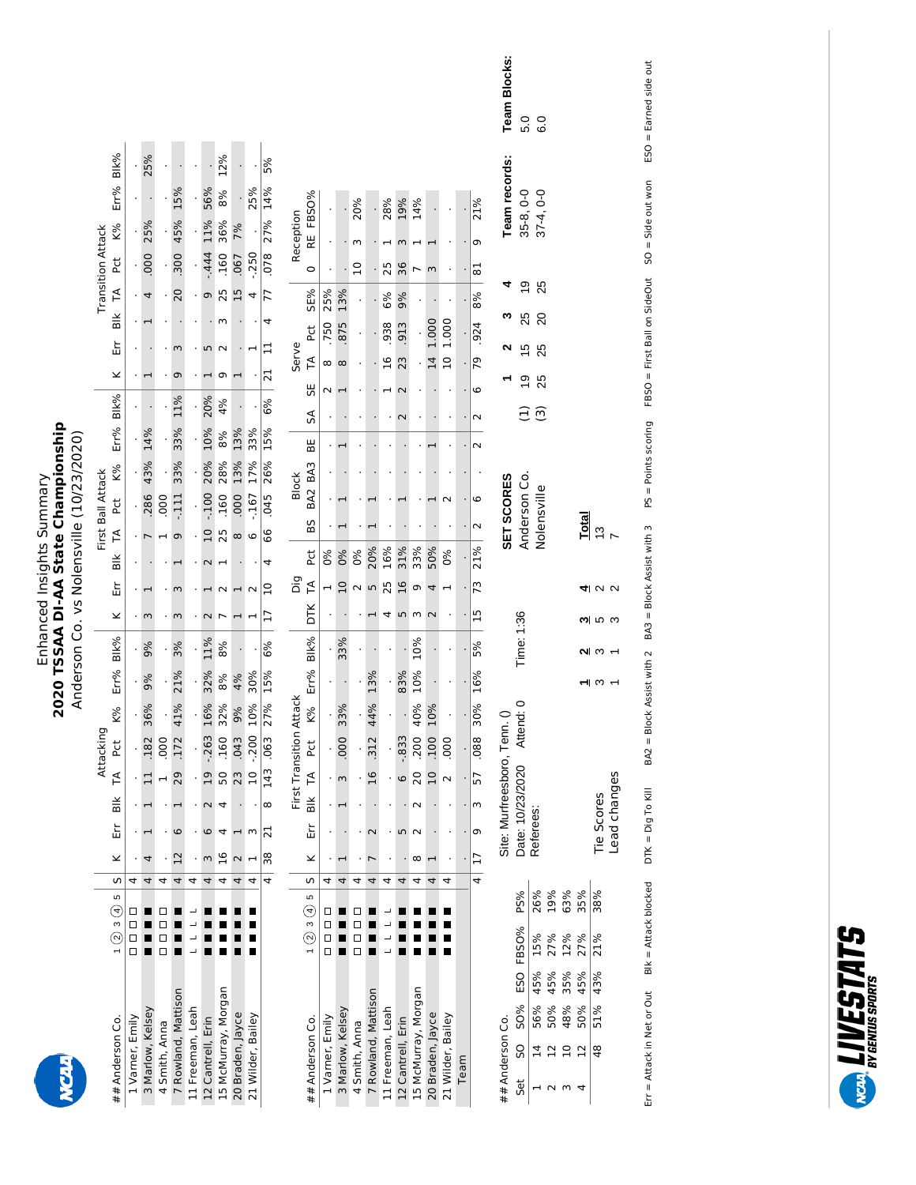# Enhanced Insights Summary

## 2020 TSSAA DI-AA State Championship

Anderson Co. vs Nolensville (10/23/2020)

| ## Anderson Co. | 1 (2) 3 (4) 5 | S | Attacking K | Err | Blk | TA | Pct | K% | Err% | Blk% | First Ball Attack K | Err | Blk | TA | Pct | K% | Err% | Blk% | Transition Attack K | Err | Blk | TA | Pct | K% | Err% | Blk% |
|---|---|---|---|---|---|---|---|---|---|---|---|---|---|---|---|---|---|---|---|---|---|---|---|---|---|---|
| 1 Varner, Emily | □ □ □ □ | 4 | . | . | . | . | . | . | . | . | . | . | . | . | . | . | . | . | . | . | . | . | . | . | . | . |
| 3 Marlow, Kelsey | ■ ■ ■ ■ | 4 | 4 | 1 | 1 | 11 | .182 | 36% | 9% | 9% | 3 | 1 | . | 7 | .286 | 43% | 14% | . | 1 | . | 1 | 4 | .000 | 25% | . | 25% |
| 4 Smith, Anna | □ □ □ □ | 4 | . | . | . | 1 | .000 | . | . | . | . | . | . | 1 | .000 | . | . | . | . | . | . | . | . | . | . | . |
| 7 Rowland, Mattison | ■ ■ ■ ■ | 4 | 12 | 6 | 1 | 29 | .172 | 41% | 21% | 3% | 3 | 3 | 1 | 9 | -.111 | 33% | 33% | 11% | 9 | 3 | . | 20 | .300 | 45% | 15% | . |
| 11 Freeman, Leah | L L L L | 4 | . | . | . | . | . | . | . | . | . | . | . | . | . | . | . | . | . | . | . | . | . | . | . | . |
| 12 Cantrell, Erin | ■ ■ ■ ■ | 4 | 3 | 6 | 2 | 19 | -.263 | 16% | 32% | 11% | 2 | 1 | 2 | 10 | -.100 | 20% | 10% | 20% | 1 | 5 | . | 9 | -.444 | 11% | 56% | . |
| 15 McMurray, Morgan | ■ ■ ■ ■ | 4 | 16 | 4 | 4 | 50 | .160 | 32% | 8% | 8% | 7 | 2 | 1 | 25 | .160 | 28% | 8% | 4% | 9 | 2 | 3 | 25 | .160 | 36% | 8% | 12% |
| 20 Braden, Jayce | ■ ■ ■ ■ | 4 | 2 | 1 | . | 23 | .043 | 9% | 4% | . | 1 | 1 | . | 8 | .000 | 13% | 13% | . | 1 | . | . | 15 | .067 | 7% | . | . |
| 21 Wilder, Bailey | ■ ■ ■ ■ | 4 | 1 | 3 | . | 10 | -.200 | 10% | 30% | . | 1 | 2 | . | 6 | -.167 | 17% | 33% | . | . | 1 | . | 4 | -.250 | . | 25% | . |
| | | 4 | 38 | 21 | 8 | 143 | .063 | 27% | 15% | 6% | 17 | 10 | 4 | 66 | .045 | 26% | 15% | 6% | 21 | 11 | 4 | 77 | .078 | 27% | 14% | 5% |

| ## Anderson Co. | 1 (2) 3 (4) 5 | S | First Transition Attack K | Err | Blk | TA | Pct | K% | Err% | Blk% | Dig DTK | TA | Pct | Block BS | BA2 | BA3 | BE | Serve SA | SE | TA | Pct | SE% | Reception O | RE | FBSO% |
|---|---|---|---|---|---|---|---|---|---|---|---|---|---|---|---|---|---|---|---|---|---|---|---|---|---|
| 1 Varner, Emily | □ □ □ □ | 4 | . | . | . | . | . | . | . | . | . | 1 | 0% | . | . | . | . | . | 2 | 8 | .750 | 25% | . | . | . |
| 3 Marlow, Kelsey | ■ ■ ■ ■ | 4 | 1 | . | 1 | 3 | .000 | 33% | . | 33% | . | 10 | 0% | 1 | 1 | . | 1 | . | 1 | 8 | .875 | 13% | . | . | . |
| 4 Smith, Anna | □ □ □ □ | 4 | . | . | . | . | . | . | . | . | . | 2 | 0% | . | . | . | . | . | . | . | . | . | 10 | 3 | 20% |
| 7 Rowland, Mattison | ■ ■ ■ ■ | 4 | 7 | 2 | . | 16 | .312 | 44% | 13% | . | 1 | 5 | 20% | 1 | 1 | . | . | . | . | . | . | . | . | . | . |
| 11 Freeman, Leah | L L L L | 4 | . | . | . | . | . | . | . | . | 4 | 25 | 16% | . | . | . | . | . | 1 | 16 | .938 | 6% | 25 | 1 | 28% |
| 12 Cantrell, Erin | ■ ■ ■ ■ | 4 | . | 5 | . | 6 | -.833 | . | 83% | . | 5 | 16 | 31% | . | 1 | . | . | 2 | 2 | 23 | .913 | 9% | 36 | 3 | 19% |
| 15 McMurray, Morgan | ■ ■ ■ ■ | 4 | 8 | 2 | 2 | 20 | .200 | 40% | 10% | 10% | 3 | 9 | 33% | . | . | . | . | . | . | . | . | . | 7 | 1 | 14% |
| 20 Braden, Jayce | ■ ■ ■ ■ | 4 | 1 | . | . | 10 | .100 | 10% | . | . | 2 | 4 | 50% | . | 1 | . | 1 | . | . | 14 | 1.000 | . | 3 | 1 | . |
| 21 Wilder, Bailey | ■ ■ ■ ■ | 4 | . | . | . | 2 | .000 | . | . | . | . | 1 | 0% | . | 2 | . | . | . | . | 10 | 1.000 | . | . | . | . |
| Team | | | . | . | . | . | . | . | . | . | . | . | . | . | . | . | . | . | . | . | . | . | . | . | . |
| | | 4 | 17 | 9 | 3 | 57 | .088 | 30% | 16% | 5% | 15 | 73 | 21% | 2 | 6 | . | 2 | 2 | 6 | 79 | .924 | 8% | 81 | 9 | 21% |

| ## Anderson Co. Set | SO | SO% | ESO | FBSO% | PS% |
|---|---|---|---|---|---|
| 1 | 14 | 56% | 45% | 15% | 26% |
| 2 | 12 | 50% | 45% | 27% | 19% |
| 3 | 10 | 48% | 35% | 12% | 63% |
| 4 | 12 | 50% | 45% | 27% | 35% |
| | 48 | 51% | 43% | 21% | 38% |

Site: Murfreesboro, Tenn. ()
Date: 10/23/2020 Attend: 0 Time: 1:36
Referees:

| SET SCORES | | 1 | 2 | 3 | 4 | Team records: | Team Blocks: |
|---|---|---|---|---|---|---|---|
| Anderson Co. | (1) | 19 | 15 | 25 | 19 | 35-8, 0-0 | 5.0 |
| Nolensville | (3) | 25 | 25 | 20 | 25 | 37-4, 0-0 | 6.0 |

| | 1 | 2 | 3 | 4 | Total |
|---|---|---|---|---|---|
| Tie Scores | 3 | 3 | 5 | 2 | 13 |
| Lead changes | 1 | 1 | 3 | 2 | 7 |

Err = Attack in Net or Out Blk = Attack blocked DTK = Dig To Kill BA2 = Block Assist with 2 BA3 = Block Assist with 3 PS = Points scoring FBSO = First Ball on SideOut SO = Side out won ESO = Earned side out